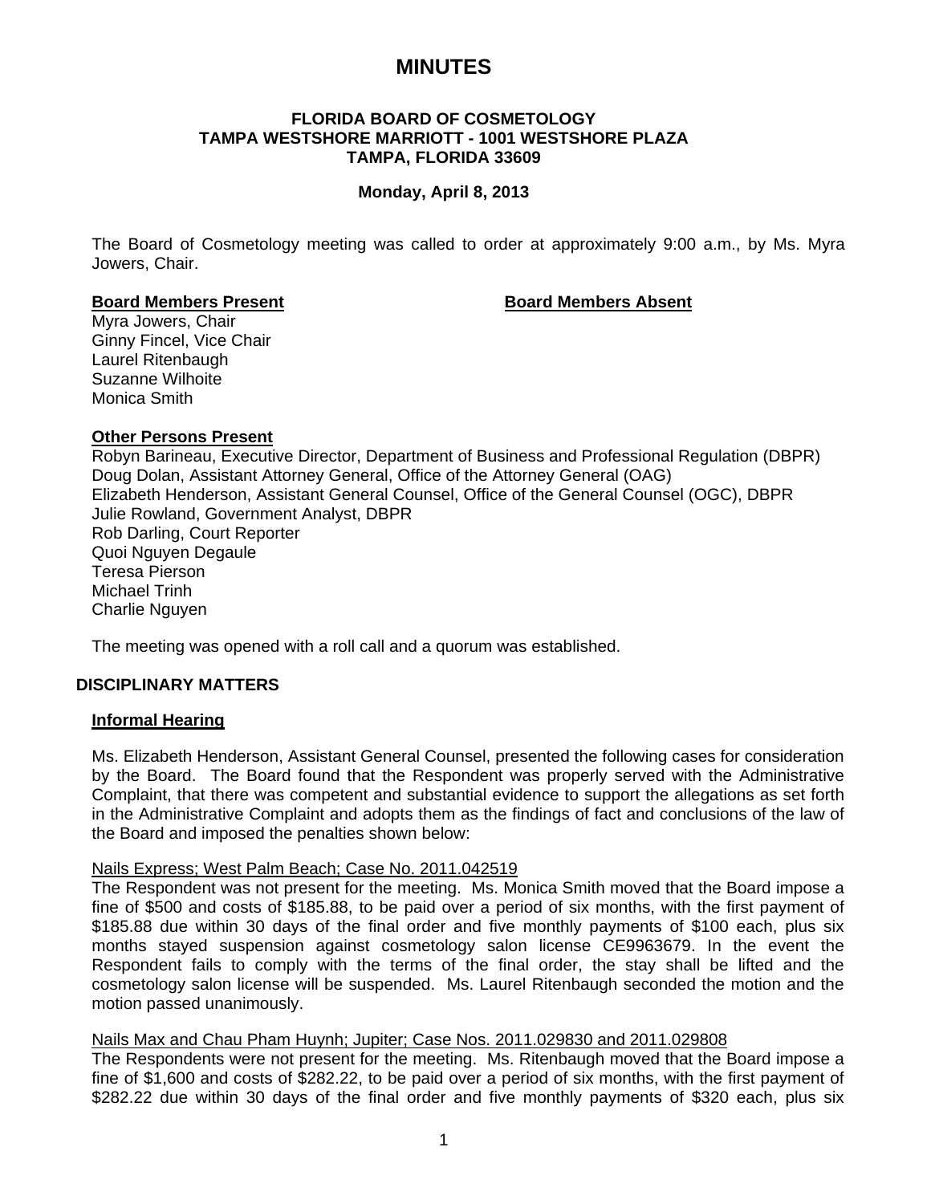# MINUTES

**FLORIDA BOARD OF COSMETOLOGY**
**TAMPA WESTSHORE MARRIOTT - 1001 WESTSHORE PLAZA**
**TAMPA, FLORIDA 33609**

**Monday, April 8, 2013**

The Board of Cosmetology meeting was called to order at approximately 9:00 a.m., by Ms. Myra Jowers, Chair.

**Board Members Present**

Myra Jowers, Chair
Ginny Fincel, Vice Chair
Laurel Ritenbaugh
Suzanne Wilhoite
Monica Smith

**Board Members Absent**

**Other Persons Present**

Robyn Barineau, Executive Director, Department of Business and Professional Regulation (DBPR)
Doug Dolan, Assistant Attorney General, Office of the Attorney General (OAG)
Elizabeth Henderson, Assistant General Counsel, Office of the General Counsel (OGC), DBPR
Julie Rowland, Government Analyst, DBPR
Rob Darling, Court Reporter
Quoi Nguyen Degaule
Teresa Pierson
Michael Trinh
Charlie Nguyen

The meeting was opened with a roll call and a quorum was established.

## DISCIPLINARY MATTERS

### Informal Hearing

Ms. Elizabeth Henderson, Assistant General Counsel, presented the following cases for consideration by the Board. The Board found that the Respondent was properly served with the Administrative Complaint, that there was competent and substantial evidence to support the allegations as set forth in the Administrative Complaint and adopts them as the findings of fact and conclusions of the law of the Board and imposed the penalties shown below:

Nails Express; West Palm Beach; Case No. 2011.042519

The Respondent was not present for the meeting. Ms. Monica Smith moved that the Board impose a fine of $500 and costs of $185.88, to be paid over a period of six months, with the first payment of $185.88 due within 30 days of the final order and five monthly payments of $100 each, plus six months stayed suspension against cosmetology salon license CE9963679. In the event the Respondent fails to comply with the terms of the final order, the stay shall be lifted and the cosmetology salon license will be suspended. Ms. Laurel Ritenbaugh seconded the motion and the motion passed unanimously.

Nails Max and Chau Pham Huynh; Jupiter; Case Nos. 2011.029830 and 2011.029808

The Respondents were not present for the meeting. Ms. Ritenbaugh moved that the Board impose a fine of $1,600 and costs of $282.22, to be paid over a period of six months, with the first payment of $282.22 due within 30 days of the final order and five monthly payments of $320 each, plus six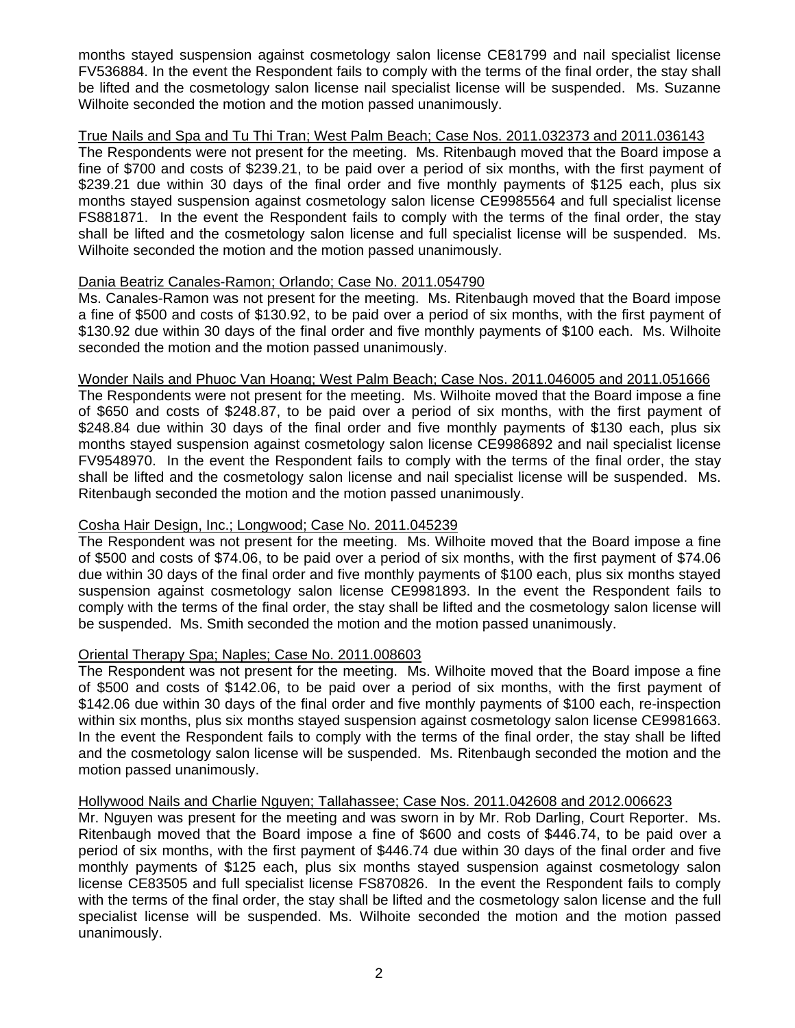months stayed suspension against cosmetology salon license CE81799 and nail specialist license FV536884. In the event the Respondent fails to comply with the terms of the final order, the stay shall be lifted and the cosmetology salon license nail specialist license will be suspended. Ms. Suzanne Wilhoite seconded the motion and the motion passed unanimously.

True Nails and Spa and Tu Thi Tran; West Palm Beach; Case Nos. 2011.032373 and 2011.036143

The Respondents were not present for the meeting. Ms. Ritenbaugh moved that the Board impose a fine of $700 and costs of $239.21, to be paid over a period of six months, with the first payment of $239.21 due within 30 days of the final order and five monthly payments of $125 each, plus six months stayed suspension against cosmetology salon license CE9985564 and full specialist license FS881871. In the event the Respondent fails to comply with the terms of the final order, the stay shall be lifted and the cosmetology salon license and full specialist license will be suspended. Ms. Wilhoite seconded the motion and the motion passed unanimously.

Dania Beatriz Canales-Ramon; Orlando; Case No. 2011.054790

Ms. Canales-Ramon was not present for the meeting. Ms. Ritenbaugh moved that the Board impose a fine of $500 and costs of $130.92, to be paid over a period of six months, with the first payment of $130.92 due within 30 days of the final order and five monthly payments of $100 each. Ms. Wilhoite seconded the motion and the motion passed unanimously.

Wonder Nails and Phuoc Van Hoang; West Palm Beach; Case Nos. 2011.046005 and 2011.051666

The Respondents were not present for the meeting. Ms. Wilhoite moved that the Board impose a fine of $650 and costs of $248.87, to be paid over a period of six months, with the first payment of $248.84 due within 30 days of the final order and five monthly payments of $130 each, plus six months stayed suspension against cosmetology salon license CE9986892 and nail specialist license FV9548970. In the event the Respondent fails to comply with the terms of the final order, the stay shall be lifted and the cosmetology salon license and nail specialist license will be suspended. Ms. Ritenbaugh seconded the motion and the motion passed unanimously.

Cosha Hair Design, Inc.; Longwood; Case No. 2011.045239

The Respondent was not present for the meeting. Ms. Wilhoite moved that the Board impose a fine of $500 and costs of $74.06, to be paid over a period of six months, with the first payment of $74.06 due within 30 days of the final order and five monthly payments of $100 each, plus six months stayed suspension against cosmetology salon license CE9981893. In the event the Respondent fails to comply with the terms of the final order, the stay shall be lifted and the cosmetology salon license will be suspended. Ms. Smith seconded the motion and the motion passed unanimously.

Oriental Therapy Spa; Naples; Case No. 2011.008603

The Respondent was not present for the meeting. Ms. Wilhoite moved that the Board impose a fine of $500 and costs of $142.06, to be paid over a period of six months, with the first payment of $142.06 due within 30 days of the final order and five monthly payments of $100 each, re-inspection within six months, plus six months stayed suspension against cosmetology salon license CE9981663. In the event the Respondent fails to comply with the terms of the final order, the stay shall be lifted and the cosmetology salon license will be suspended. Ms. Ritenbaugh seconded the motion and the motion passed unanimously.

Hollywood Nails and Charlie Nguyen; Tallahassee; Case Nos. 2011.042608 and 2012.006623

Mr. Nguyen was present for the meeting and was sworn in by Mr. Rob Darling, Court Reporter. Ms. Ritenbaugh moved that the Board impose a fine of $600 and costs of $446.74, to be paid over a period of six months, with the first payment of $446.74 due within 30 days of the final order and five monthly payments of $125 each, plus six months stayed suspension against cosmetology salon license CE83505 and full specialist license FS870826. In the event the Respondent fails to comply with the terms of the final order, the stay shall be lifted and the cosmetology salon license and the full specialist license will be suspended. Ms. Wilhoite seconded the motion and the motion passed unanimously.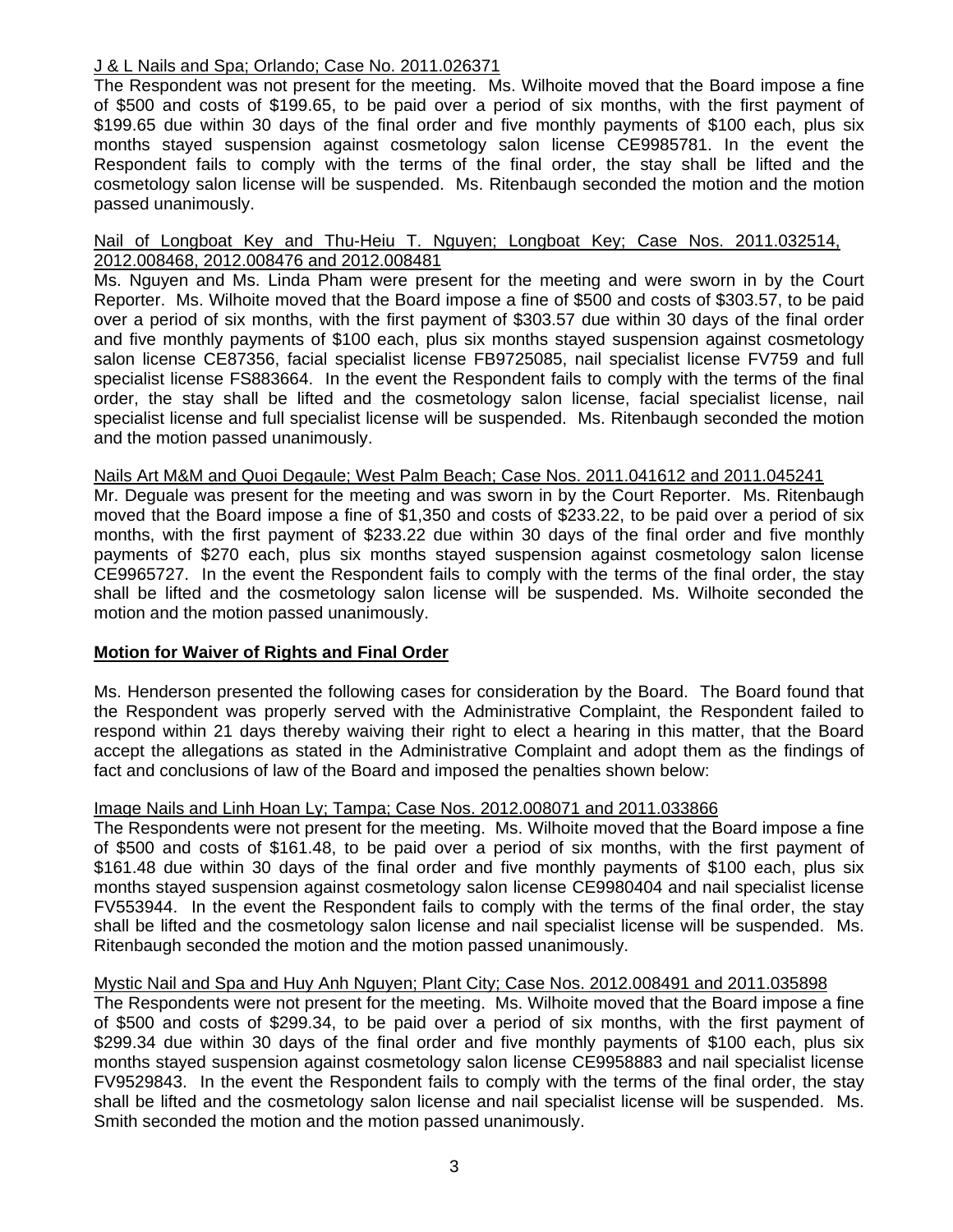J & L Nails and Spa; Orlando; Case No. 2011.026371

The Respondent was not present for the meeting. Ms. Wilhoite moved that the Board impose a fine of $500 and costs of $199.65, to be paid over a period of six months, with the first payment of $199.65 due within 30 days of the final order and five monthly payments of $100 each, plus six months stayed suspension against cosmetology salon license CE9985781. In the event the Respondent fails to comply with the terms of the final order, the stay shall be lifted and the cosmetology salon license will be suspended. Ms. Ritenbaugh seconded the motion and the motion passed unanimously.

Nail of Longboat Key and Thu-Heiu T. Nguyen; Longboat Key; Case Nos. 2011.032514, 2012.008468, 2012.008476 and 2012.008481

Ms. Nguyen and Ms. Linda Pham were present for the meeting and were sworn in by the Court Reporter. Ms. Wilhoite moved that the Board impose a fine of $500 and costs of $303.57, to be paid over a period of six months, with the first payment of $303.57 due within 30 days of the final order and five monthly payments of $100 each, plus six months stayed suspension against cosmetology salon license CE87356, facial specialist license FB9725085, nail specialist license FV759 and full specialist license FS883664. In the event the Respondent fails to comply with the terms of the final order, the stay shall be lifted and the cosmetology salon license, facial specialist license, nail specialist license and full specialist license will be suspended. Ms. Ritenbaugh seconded the motion and the motion passed unanimously.

Nails Art M&M and Quoi Degaule; West Palm Beach; Case Nos. 2011.041612 and 2011.045241

Mr. Deguale was present for the meeting and was sworn in by the Court Reporter. Ms. Ritenbaugh moved that the Board impose a fine of $1,350 and costs of $233.22, to be paid over a period of six months, with the first payment of $233.22 due within 30 days of the final order and five monthly payments of $270 each, plus six months stayed suspension against cosmetology salon license CE9965727. In the event the Respondent fails to comply with the terms of the final order, the stay shall be lifted and the cosmetology salon license will be suspended. Ms. Wilhoite seconded the motion and the motion passed unanimously.

**Motion for Waiver of Rights and Final Order**

Ms. Henderson presented the following cases for consideration by the Board. The Board found that the Respondent was properly served with the Administrative Complaint, the Respondent failed to respond within 21 days thereby waiving their right to elect a hearing in this matter, that the Board accept the allegations as stated in the Administrative Complaint and adopt them as the findings of fact and conclusions of law of the Board and imposed the penalties shown below:

Image Nails and Linh Hoan Ly; Tampa; Case Nos. 2012.008071 and 2011.033866

The Respondents were not present for the meeting. Ms. Wilhoite moved that the Board impose a fine of $500 and costs of $161.48, to be paid over a period of six months, with the first payment of $161.48 due within 30 days of the final order and five monthly payments of $100 each, plus six months stayed suspension against cosmetology salon license CE9980404 and nail specialist license FV553944. In the event the Respondent fails to comply with the terms of the final order, the stay shall be lifted and the cosmetology salon license and nail specialist license will be suspended. Ms. Ritenbaugh seconded the motion and the motion passed unanimously.

Mystic Nail and Spa and Huy Anh Nguyen; Plant City; Case Nos. 2012.008491 and 2011.035898

The Respondents were not present for the meeting. Ms. Wilhoite moved that the Board impose a fine of $500 and costs of $299.34, to be paid over a period of six months, with the first payment of $299.34 due within 30 days of the final order and five monthly payments of $100 each, plus six months stayed suspension against cosmetology salon license CE9958883 and nail specialist license FV9529843. In the event the Respondent fails to comply with the terms of the final order, the stay shall be lifted and the cosmetology salon license and nail specialist license will be suspended. Ms. Smith seconded the motion and the motion passed unanimously.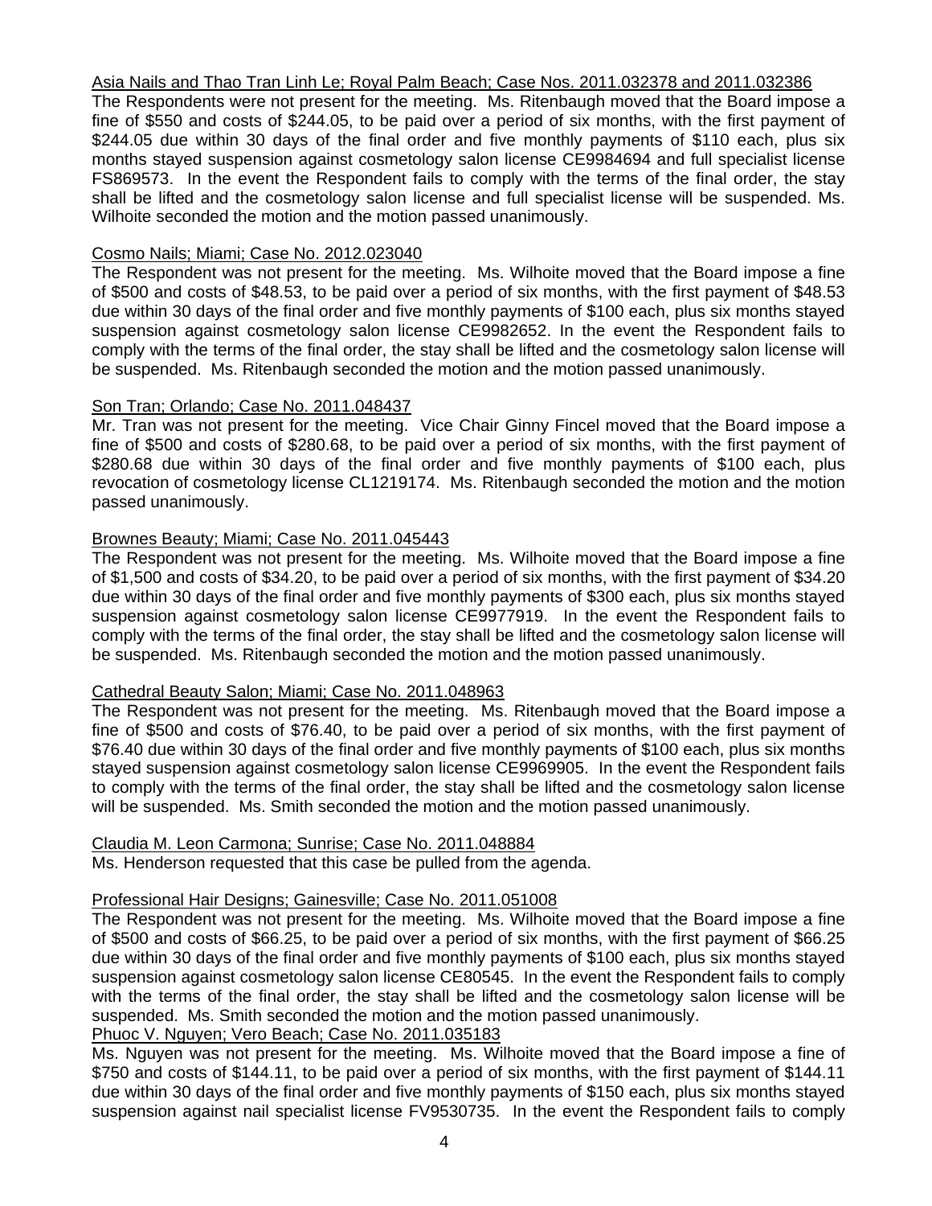Asia Nails and Thao Tran Linh Le; Royal Palm Beach; Case Nos. 2011.032378 and 2011.032386

The Respondents were not present for the meeting. Ms. Ritenbaugh moved that the Board impose a fine of $550 and costs of $244.05, to be paid over a period of six months, with the first payment of $244.05 due within 30 days of the final order and five monthly payments of $110 each, plus six months stayed suspension against cosmetology salon license CE9984694 and full specialist license FS869573. In the event the Respondent fails to comply with the terms of the final order, the stay shall be lifted and the cosmetology salon license and full specialist license will be suspended. Ms. Wilhoite seconded the motion and the motion passed unanimously.

Cosmo Nails; Miami; Case No. 2012.023040

The Respondent was not present for the meeting. Ms. Wilhoite moved that the Board impose a fine of $500 and costs of $48.53, to be paid over a period of six months, with the first payment of $48.53 due within 30 days of the final order and five monthly payments of $100 each, plus six months stayed suspension against cosmetology salon license CE9982652. In the event the Respondent fails to comply with the terms of the final order, the stay shall be lifted and the cosmetology salon license will be suspended. Ms. Ritenbaugh seconded the motion and the motion passed unanimously.

Son Tran; Orlando; Case No. 2011.048437

Mr. Tran was not present for the meeting. Vice Chair Ginny Fincel moved that the Board impose a fine of $500 and costs of $280.68, to be paid over a period of six months, with the first payment of $280.68 due within 30 days of the final order and five monthly payments of $100 each, plus revocation of cosmetology license CL1219174. Ms. Ritenbaugh seconded the motion and the motion passed unanimously.

Brownes Beauty; Miami; Case No. 2011.045443

The Respondent was not present for the meeting. Ms. Wilhoite moved that the Board impose a fine of $1,500 and costs of $34.20, to be paid over a period of six months, with the first payment of $34.20 due within 30 days of the final order and five monthly payments of $300 each, plus six months stayed suspension against cosmetology salon license CE9977919. In the event the Respondent fails to comply with the terms of the final order, the stay shall be lifted and the cosmetology salon license will be suspended. Ms. Ritenbaugh seconded the motion and the motion passed unanimously.

Cathedral Beauty Salon; Miami; Case No. 2011.048963

The Respondent was not present for the meeting. Ms. Ritenbaugh moved that the Board impose a fine of $500 and costs of $76.40, to be paid over a period of six months, with the first payment of $76.40 due within 30 days of the final order and five monthly payments of $100 each, plus six months stayed suspension against cosmetology salon license CE9969905. In the event the Respondent fails to comply with the terms of the final order, the stay shall be lifted and the cosmetology salon license will be suspended. Ms. Smith seconded the motion and the motion passed unanimously.

Claudia M. Leon Carmona; Sunrise; Case No. 2011.048884

Ms. Henderson requested that this case be pulled from the agenda.

Professional Hair Designs; Gainesville; Case No. 2011.051008

The Respondent was not present for the meeting. Ms. Wilhoite moved that the Board impose a fine of $500 and costs of $66.25, to be paid over a period of six months, with the first payment of $66.25 due within 30 days of the final order and five monthly payments of $100 each, plus six months stayed suspension against cosmetology salon license CE80545. In the event the Respondent fails to comply with the terms of the final order, the stay shall be lifted and the cosmetology salon license will be suspended. Ms. Smith seconded the motion and the motion passed unanimously.

Phuoc V. Nguyen; Vero Beach; Case No. 2011.035183

Ms. Nguyen was not present for the meeting. Ms. Wilhoite moved that the Board impose a fine of $750 and costs of $144.11, to be paid over a period of six months, with the first payment of $144.11 due within 30 days of the final order and five monthly payments of $150 each, plus six months stayed suspension against nail specialist license FV9530735. In the event the Respondent fails to comply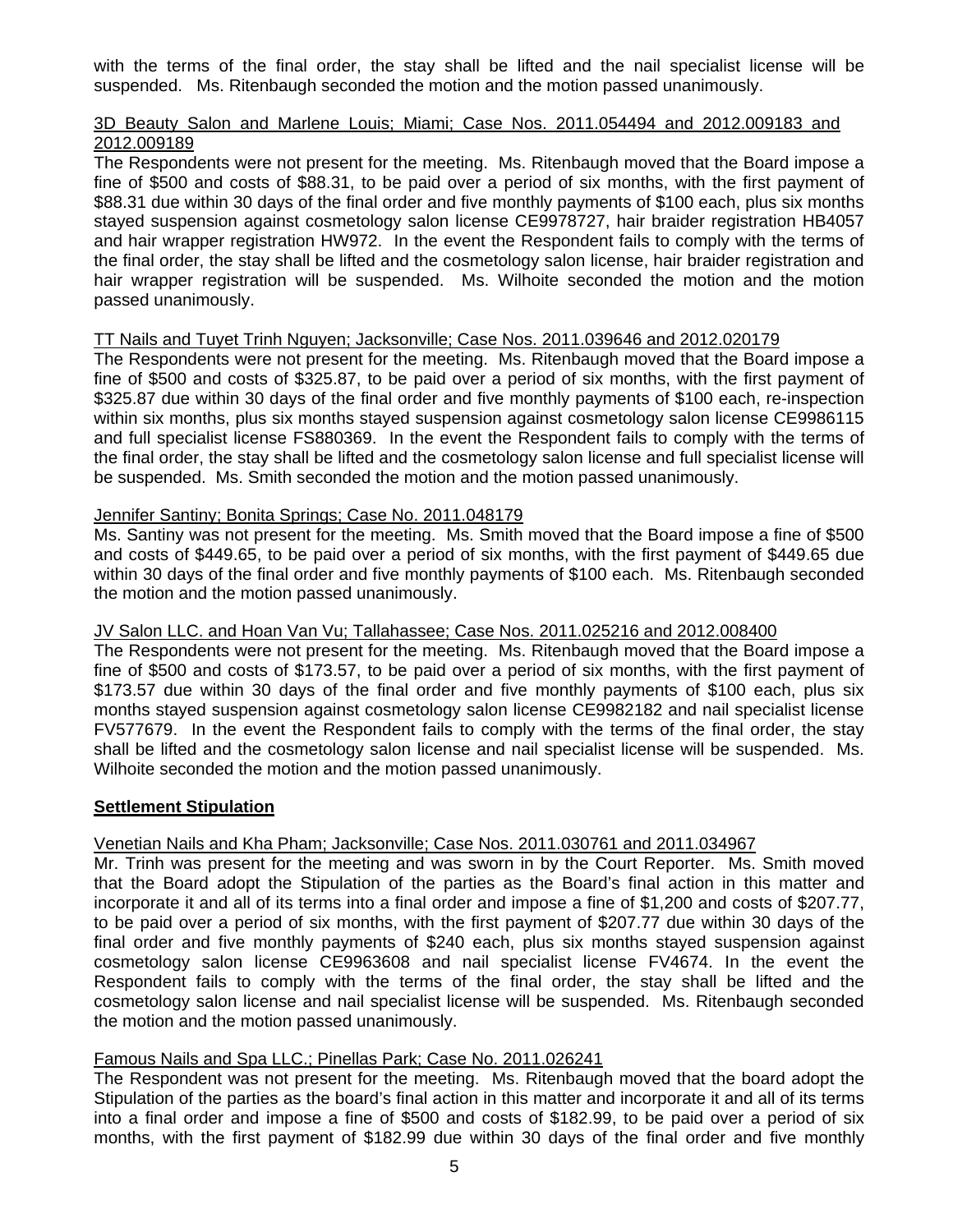with the terms of the final order, the stay shall be lifted and the nail specialist license will be suspended. Ms. Ritenbaugh seconded the motion and the motion passed unanimously.

3D Beauty Salon and Marlene Louis; Miami; Case Nos. 2011.054494 and 2012.009183 and 2012.009189

The Respondents were not present for the meeting. Ms. Ritenbaugh moved that the Board impose a fine of $500 and costs of $88.31, to be paid over a period of six months, with the first payment of $88.31 due within 30 days of the final order and five monthly payments of $100 each, plus six months stayed suspension against cosmetology salon license CE9978727, hair braider registration HB4057 and hair wrapper registration HW972. In the event the Respondent fails to comply with the terms of the final order, the stay shall be lifted and the cosmetology salon license, hair braider registration and hair wrapper registration will be suspended. Ms. Wilhoite seconded the motion and the motion passed unanimously.

TT Nails and Tuyet Trinh Nguyen; Jacksonville; Case Nos. 2011.039646 and 2012.020179

The Respondents were not present for the meeting. Ms. Ritenbaugh moved that the Board impose a fine of $500 and costs of $325.87, to be paid over a period of six months, with the first payment of $325.87 due within 30 days of the final order and five monthly payments of $100 each, re-inspection within six months, plus six months stayed suspension against cosmetology salon license CE9986115 and full specialist license FS880369. In the event the Respondent fails to comply with the terms of the final order, the stay shall be lifted and the cosmetology salon license and full specialist license will be suspended. Ms. Smith seconded the motion and the motion passed unanimously.

Jennifer Santiny; Bonita Springs; Case No. 2011.048179

Ms. Santiny was not present for the meeting. Ms. Smith moved that the Board impose a fine of $500 and costs of $449.65, to be paid over a period of six months, with the first payment of $449.65 due within 30 days of the final order and five monthly payments of $100 each. Ms. Ritenbaugh seconded the motion and the motion passed unanimously.

JV Salon LLC. and Hoan Van Vu; Tallahassee; Case Nos. 2011.025216 and 2012.008400

The Respondents were not present for the meeting. Ms. Ritenbaugh moved that the Board impose a fine of $500 and costs of $173.57, to be paid over a period of six months, with the first payment of $173.57 due within 30 days of the final order and five monthly payments of $100 each, plus six months stayed suspension against cosmetology salon license CE9982182 and nail specialist license FV577679. In the event the Respondent fails to comply with the terms of the final order, the stay shall be lifted and the cosmetology salon license and nail specialist license will be suspended. Ms. Wilhoite seconded the motion and the motion passed unanimously.

**Settlement Stipulation**

Venetian Nails and Kha Pham; Jacksonville; Case Nos. 2011.030761 and 2011.034967

Mr. Trinh was present for the meeting and was sworn in by the Court Reporter. Ms. Smith moved that the Board adopt the Stipulation of the parties as the Board's final action in this matter and incorporate it and all of its terms into a final order and impose a fine of $1,200 and costs of $207.77, to be paid over a period of six months, with the first payment of $207.77 due within 30 days of the final order and five monthly payments of $240 each, plus six months stayed suspension against cosmetology salon license CE9963608 and nail specialist license FV4674. In the event the Respondent fails to comply with the terms of the final order, the stay shall be lifted and the cosmetology salon license and nail specialist license will be suspended. Ms. Ritenbaugh seconded the motion and the motion passed unanimously.

Famous Nails and Spa LLC.; Pinellas Park; Case No. 2011.026241

The Respondent was not present for the meeting. Ms. Ritenbaugh moved that the board adopt the Stipulation of the parties as the board's final action in this matter and incorporate it and all of its terms into a final order and impose a fine of $500 and costs of $182.99, to be paid over a period of six months, with the first payment of $182.99 due within 30 days of the final order and five monthly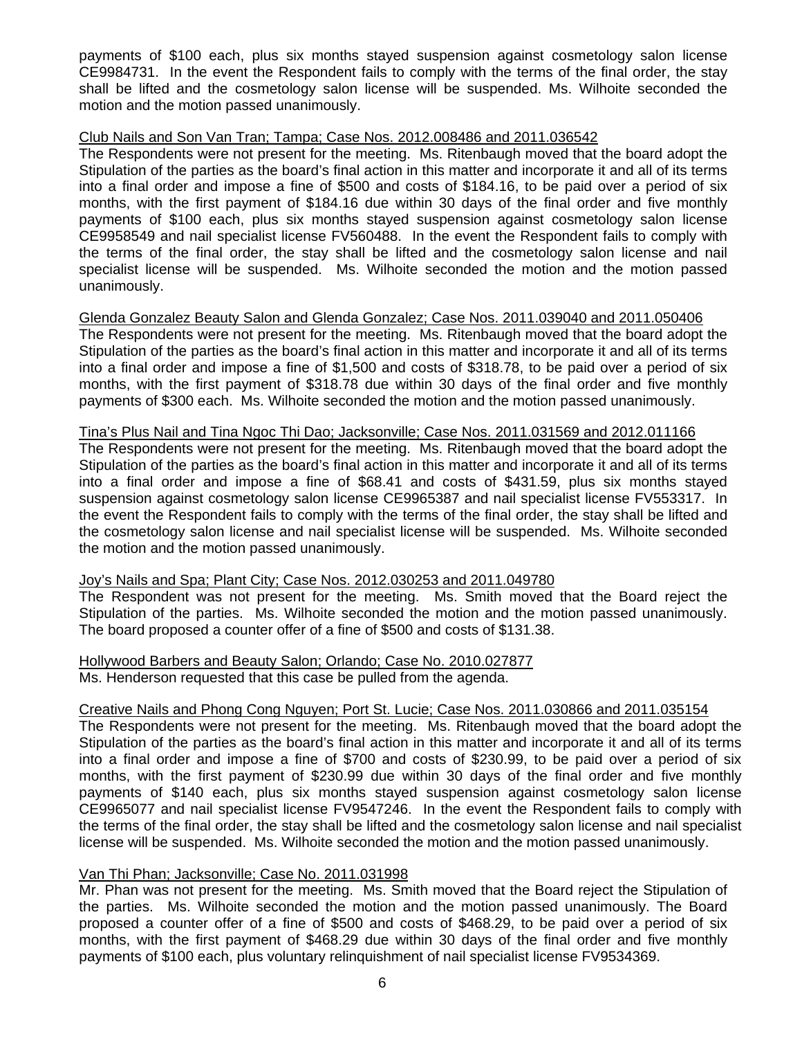payments of $100 each, plus six months stayed suspension against cosmetology salon license CE9984731. In the event the Respondent fails to comply with the terms of the final order, the stay shall be lifted and the cosmetology salon license will be suspended. Ms. Wilhoite seconded the motion and the motion passed unanimously.

Club Nails and Son Van Tran; Tampa; Case Nos. 2012.008486 and 2011.036542

The Respondents were not present for the meeting. Ms. Ritenbaugh moved that the board adopt the Stipulation of the parties as the board's final action in this matter and incorporate it and all of its terms into a final order and impose a fine of $500 and costs of $184.16, to be paid over a period of six months, with the first payment of $184.16 due within 30 days of the final order and five monthly payments of $100 each, plus six months stayed suspension against cosmetology salon license CE9958549 and nail specialist license FV560488. In the event the Respondent fails to comply with the terms of the final order, the stay shall be lifted and the cosmetology salon license and nail specialist license will be suspended. Ms. Wilhoite seconded the motion and the motion passed unanimously.

Glenda Gonzalez Beauty Salon and Glenda Gonzalez; Case Nos. 2011.039040 and 2011.050406

The Respondents were not present for the meeting. Ms. Ritenbaugh moved that the board adopt the Stipulation of the parties as the board's final action in this matter and incorporate it and all of its terms into a final order and impose a fine of $1,500 and costs of $318.78, to be paid over a period of six months, with the first payment of $318.78 due within 30 days of the final order and five monthly payments of $300 each. Ms. Wilhoite seconded the motion and the motion passed unanimously.

Tina's Plus Nail and Tina Ngoc Thi Dao; Jacksonville; Case Nos. 2011.031569 and 2012.011166

The Respondents were not present for the meeting. Ms. Ritenbaugh moved that the board adopt the Stipulation of the parties as the board's final action in this matter and incorporate it and all of its terms into a final order and impose a fine of $68.41 and costs of $431.59, plus six months stayed suspension against cosmetology salon license CE9965387 and nail specialist license FV553317. In the event the Respondent fails to comply with the terms of the final order, the stay shall be lifted and the cosmetology salon license and nail specialist license will be suspended. Ms. Wilhoite seconded the motion and the motion passed unanimously.

Joy's Nails and Spa; Plant City; Case Nos. 2012.030253 and 2011.049780

The Respondent was not present for the meeting. Ms. Smith moved that the Board reject the Stipulation of the parties. Ms. Wilhoite seconded the motion and the motion passed unanimously. The board proposed a counter offer of a fine of $500 and costs of $131.38.

Hollywood Barbers and Beauty Salon; Orlando; Case No. 2010.027877

Ms. Henderson requested that this case be pulled from the agenda.

Creative Nails and Phong Cong Nguyen; Port St. Lucie; Case Nos. 2011.030866 and 2011.035154

The Respondents were not present for the meeting. Ms. Ritenbaugh moved that the board adopt the Stipulation of the parties as the board's final action in this matter and incorporate it and all of its terms into a final order and impose a fine of $700 and costs of $230.99, to be paid over a period of six months, with the first payment of $230.99 due within 30 days of the final order and five monthly payments of $140 each, plus six months stayed suspension against cosmetology salon license CE9965077 and nail specialist license FV9547246. In the event the Respondent fails to comply with the terms of the final order, the stay shall be lifted and the cosmetology salon license and nail specialist license will be suspended. Ms. Wilhoite seconded the motion and the motion passed unanimously.

Van Thi Phan; Jacksonville; Case No. 2011.031998

Mr. Phan was not present for the meeting. Ms. Smith moved that the Board reject the Stipulation of the parties. Ms. Wilhoite seconded the motion and the motion passed unanimously. The Board proposed a counter offer of a fine of $500 and costs of $468.29, to be paid over a period of six months, with the first payment of $468.29 due within 30 days of the final order and five monthly payments of $100 each, plus voluntary relinquishment of nail specialist license FV9534369.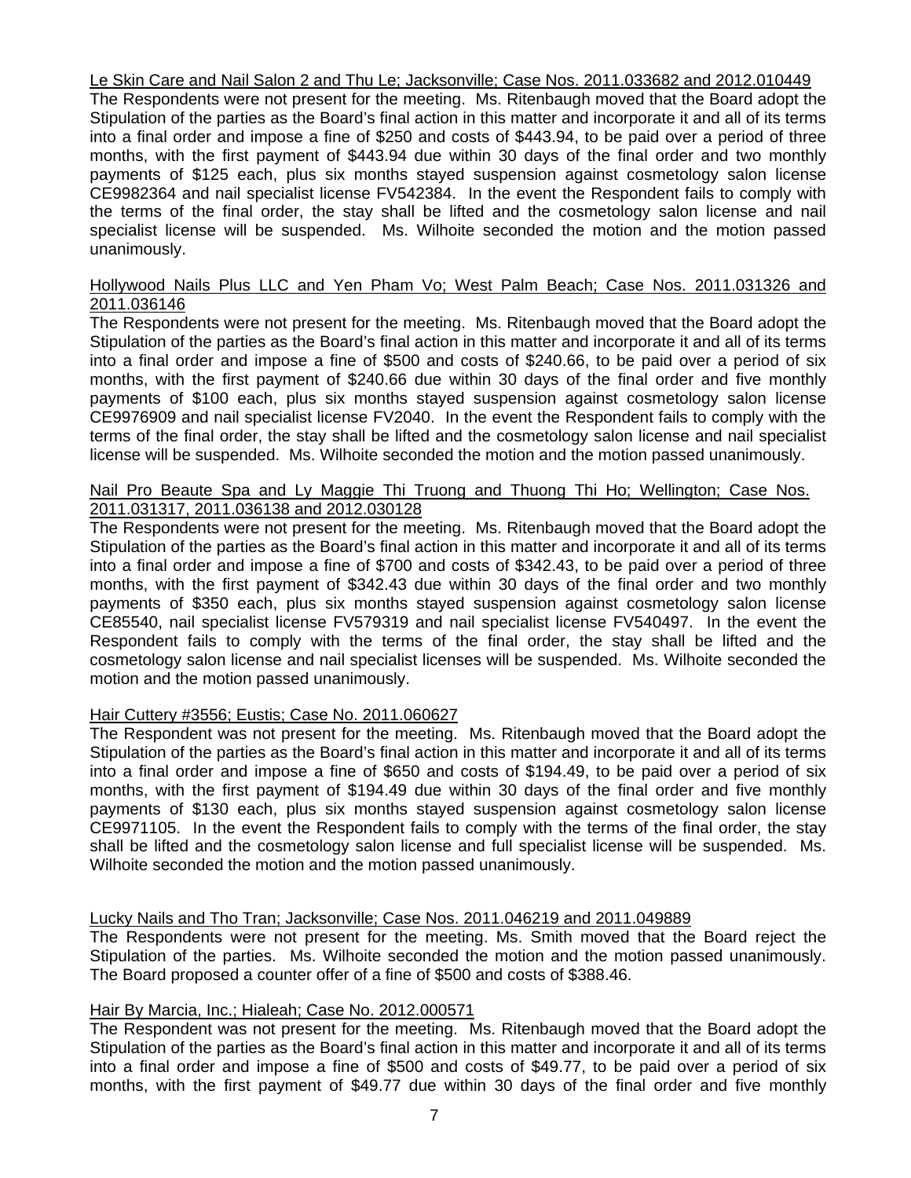Le Skin Care and Nail Salon 2 and Thu Le; Jacksonville; Case Nos. 2011.033682 and 2012.010449

The Respondents were not present for the meeting. Ms. Ritenbaugh moved that the Board adopt the Stipulation of the parties as the Board's final action in this matter and incorporate it and all of its terms into a final order and impose a fine of $250 and costs of $443.94, to be paid over a period of three months, with the first payment of $443.94 due within 30 days of the final order and two monthly payments of $125 each, plus six months stayed suspension against cosmetology salon license CE9982364 and nail specialist license FV542384. In the event the Respondent fails to comply with the terms of the final order, the stay shall be lifted and the cosmetology salon license and nail specialist license will be suspended. Ms. Wilhoite seconded the motion and the motion passed unanimously.

Hollywood Nails Plus LLC and Yen Pham Vo; West Palm Beach; Case Nos. 2011.031326 and 2011.036146

The Respondents were not present for the meeting. Ms. Ritenbaugh moved that the Board adopt the Stipulation of the parties as the Board's final action in this matter and incorporate it and all of its terms into a final order and impose a fine of $500 and costs of $240.66, to be paid over a period of six months, with the first payment of $240.66 due within 30 days of the final order and five monthly payments of $100 each, plus six months stayed suspension against cosmetology salon license CE9976909 and nail specialist license FV2040. In the event the Respondent fails to comply with the terms of the final order, the stay shall be lifted and the cosmetology salon license and nail specialist license will be suspended. Ms. Wilhoite seconded the motion and the motion passed unanimously.

Nail Pro Beaute Spa and Ly Maggie Thi Truong and Thuong Thi Ho; Wellington; Case Nos. 2011.031317, 2011.036138 and 2012.030128

The Respondents were not present for the meeting. Ms. Ritenbaugh moved that the Board adopt the Stipulation of the parties as the Board's final action in this matter and incorporate it and all of its terms into a final order and impose a fine of $700 and costs of $342.43, to be paid over a period of three months, with the first payment of $342.43 due within 30 days of the final order and two monthly payments of $350 each, plus six months stayed suspension against cosmetology salon license CE85540, nail specialist license FV579319 and nail specialist license FV540497. In the event the Respondent fails to comply with the terms of the final order, the stay shall be lifted and the cosmetology salon license and nail specialist licenses will be suspended. Ms. Wilhoite seconded the motion and the motion passed unanimously.

Hair Cuttery #3556; Eustis; Case No. 2011.060627

The Respondent was not present for the meeting. Ms. Ritenbaugh moved that the Board adopt the Stipulation of the parties as the Board's final action in this matter and incorporate it and all of its terms into a final order and impose a fine of $650 and costs of $194.49, to be paid over a period of six months, with the first payment of $194.49 due within 30 days of the final order and five monthly payments of $130 each, plus six months stayed suspension against cosmetology salon license CE9971105. In the event the Respondent fails to comply with the terms of the final order, the stay shall be lifted and the cosmetology salon license and full specialist license will be suspended. Ms. Wilhoite seconded the motion and the motion passed unanimously.

Lucky Nails and Tho Tran; Jacksonville; Case Nos. 2011.046219 and 2011.049889

The Respondents were not present for the meeting. Ms. Smith moved that the Board reject the Stipulation of the parties. Ms. Wilhoite seconded the motion and the motion passed unanimously. The Board proposed a counter offer of a fine of $500 and costs of $388.46.

Hair By Marcia, Inc.; Hialeah; Case No. 2012.000571

The Respondent was not present for the meeting. Ms. Ritenbaugh moved that the Board adopt the Stipulation of the parties as the Board's final action in this matter and incorporate it and all of its terms into a final order and impose a fine of $500 and costs of $49.77, to be paid over a period of six months, with the first payment of $49.77 due within 30 days of the final order and five monthly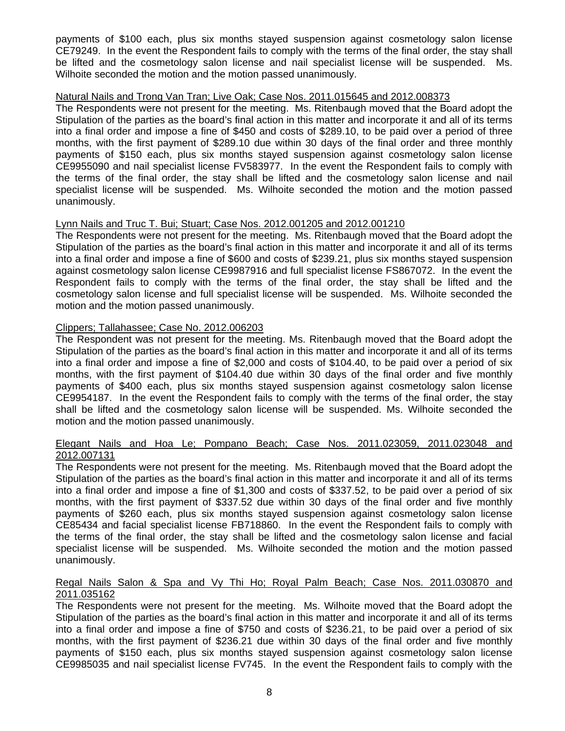payments of $100 each, plus six months stayed suspension against cosmetology salon license CE79249. In the event the Respondent fails to comply with the terms of the final order, the stay shall be lifted and the cosmetology salon license and nail specialist license will be suspended. Ms. Wilhoite seconded the motion and the motion passed unanimously.

Natural Nails and Trong Van Tran; Live Oak; Case Nos. 2011.015645 and 2012.008373

The Respondents were not present for the meeting. Ms. Ritenbaugh moved that the Board adopt the Stipulation of the parties as the board's final action in this matter and incorporate it and all of its terms into a final order and impose a fine of $450 and costs of $289.10, to be paid over a period of three months, with the first payment of $289.10 due within 30 days of the final order and three monthly payments of $150 each, plus six months stayed suspension against cosmetology salon license CE9955090 and nail specialist license FV583977. In the event the Respondent fails to comply with the terms of the final order, the stay shall be lifted and the cosmetology salon license and nail specialist license will be suspended. Ms. Wilhoite seconded the motion and the motion passed unanimously.

Lynn Nails and Truc T. Bui; Stuart; Case Nos. 2012.001205 and 2012.001210

The Respondents were not present for the meeting. Ms. Ritenbaugh moved that the Board adopt the Stipulation of the parties as the board's final action in this matter and incorporate it and all of its terms into a final order and impose a fine of $600 and costs of $239.21, plus six months stayed suspension against cosmetology salon license CE9987916 and full specialist license FS867072. In the event the Respondent fails to comply with the terms of the final order, the stay shall be lifted and the cosmetology salon license and full specialist license will be suspended. Ms. Wilhoite seconded the motion and the motion passed unanimously.

Clippers; Tallahassee; Case No. 2012.006203

The Respondent was not present for the meeting. Ms. Ritenbaugh moved that the Board adopt the Stipulation of the parties as the board's final action in this matter and incorporate it and all of its terms into a final order and impose a fine of $2,000 and costs of $104.40, to be paid over a period of six months, with the first payment of $104.40 due within 30 days of the final order and five monthly payments of $400 each, plus six months stayed suspension against cosmetology salon license CE9954187. In the event the Respondent fails to comply with the terms of the final order, the stay shall be lifted and the cosmetology salon license will be suspended. Ms. Wilhoite seconded the motion and the motion passed unanimously.

Elegant Nails and Hoa Le; Pompano Beach; Case Nos. 2011.023059, 2011.023048 and 2012.007131

The Respondents were not present for the meeting. Ms. Ritenbaugh moved that the Board adopt the Stipulation of the parties as the board's final action in this matter and incorporate it and all of its terms into a final order and impose a fine of $1,300 and costs of $337.52, to be paid over a period of six months, with the first payment of $337.52 due within 30 days of the final order and five monthly payments of $260 each, plus six months stayed suspension against cosmetology salon license CE85434 and facial specialist license FB718860. In the event the Respondent fails to comply with the terms of the final order, the stay shall be lifted and the cosmetology salon license and facial specialist license will be suspended. Ms. Wilhoite seconded the motion and the motion passed unanimously.

Regal Nails Salon & Spa and Vy Thi Ho; Royal Palm Beach; Case Nos. 2011.030870 and 2011.035162

The Respondents were not present for the meeting. Ms. Wilhoite moved that the Board adopt the Stipulation of the parties as the board's final action in this matter and incorporate it and all of its terms into a final order and impose a fine of $750 and costs of $236.21, to be paid over a period of six months, with the first payment of $236.21 due within 30 days of the final order and five monthly payments of $150 each, plus six months stayed suspension against cosmetology salon license CE9985035 and nail specialist license FV745. In the event the Respondent fails to comply with the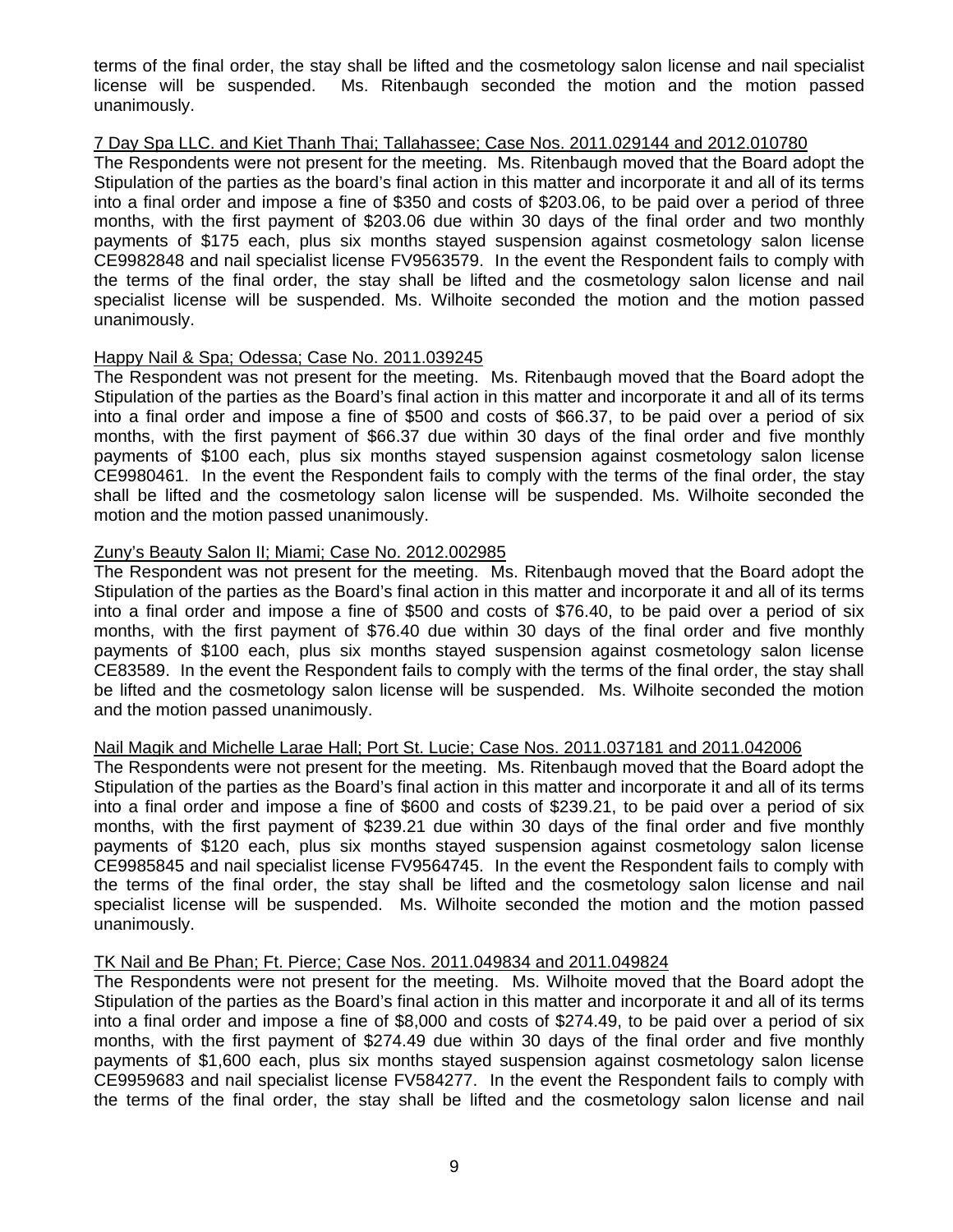terms of the final order, the stay shall be lifted and the cosmetology salon license and nail specialist license will be suspended. Ms. Ritenbaugh seconded the motion and the motion passed unanimously.

<u>7 Day Spa LLC. and Kiet Thanh Thai; Tallahassee; Case Nos. 2011.029144 and 2012.010780</u>

The Respondents were not present for the meeting. Ms. Ritenbaugh moved that the Board adopt the Stipulation of the parties as the board's final action in this matter and incorporate it and all of its terms into a final order and impose a fine of $350 and costs of $203.06, to be paid over a period of three months, with the first payment of $203.06 due within 30 days of the final order and two monthly payments of $175 each, plus six months stayed suspension against cosmetology salon license CE9982848 and nail specialist license FV9563579. In the event the Respondent fails to comply with the terms of the final order, the stay shall be lifted and the cosmetology salon license and nail specialist license will be suspended. Ms. Wilhoite seconded the motion and the motion passed unanimously.

<u>Happy Nail & Spa; Odessa; Case No. 2011.039245</u>

The Respondent was not present for the meeting. Ms. Ritenbaugh moved that the Board adopt the Stipulation of the parties as the Board's final action in this matter and incorporate it and all of its terms into a final order and impose a fine of $500 and costs of $66.37, to be paid over a period of six months, with the first payment of $66.37 due within 30 days of the final order and five monthly payments of $100 each, plus six months stayed suspension against cosmetology salon license CE9980461. In the event the Respondent fails to comply with the terms of the final order, the stay shall be lifted and the cosmetology salon license will be suspended. Ms. Wilhoite seconded the motion and the motion passed unanimously.

<u>Zuny's Beauty Salon II; Miami; Case No. 2012.002985</u>

The Respondent was not present for the meeting. Ms. Ritenbaugh moved that the Board adopt the Stipulation of the parties as the Board's final action in this matter and incorporate it and all of its terms into a final order and impose a fine of $500 and costs of $76.40, to be paid over a period of six months, with the first payment of $76.40 due within 30 days of the final order and five monthly payments of $100 each, plus six months stayed suspension against cosmetology salon license CE83589. In the event the Respondent fails to comply with the terms of the final order, the stay shall be lifted and the cosmetology salon license will be suspended. Ms. Wilhoite seconded the motion and the motion passed unanimously.

<u>Nail Magik and Michelle Larae Hall; Port St. Lucie; Case Nos. 2011.037181 and 2011.042006</u>

The Respondents were not present for the meeting. Ms. Ritenbaugh moved that the Board adopt the Stipulation of the parties as the Board's final action in this matter and incorporate it and all of its terms into a final order and impose a fine of $600 and costs of $239.21, to be paid over a period of six months, with the first payment of $239.21 due within 30 days of the final order and five monthly payments of $120 each, plus six months stayed suspension against cosmetology salon license CE9985845 and nail specialist license FV9564745. In the event the Respondent fails to comply with the terms of the final order, the stay shall be lifted and the cosmetology salon license and nail specialist license will be suspended. Ms. Wilhoite seconded the motion and the motion passed unanimously.

<u>TK Nail and Be Phan; Ft. Pierce; Case Nos. 2011.049834 and 2011.049824</u>

The Respondents were not present for the meeting. Ms. Wilhoite moved that the Board adopt the Stipulation of the parties as the Board's final action in this matter and incorporate it and all of its terms into a final order and impose a fine of $8,000 and costs of $274.49, to be paid over a period of six months, with the first payment of $274.49 due within 30 days of the final order and five monthly payments of $1,600 each, plus six months stayed suspension against cosmetology salon license CE9959683 and nail specialist license FV584277. In the event the Respondent fails to comply with the terms of the final order, the stay shall be lifted and the cosmetology salon license and nail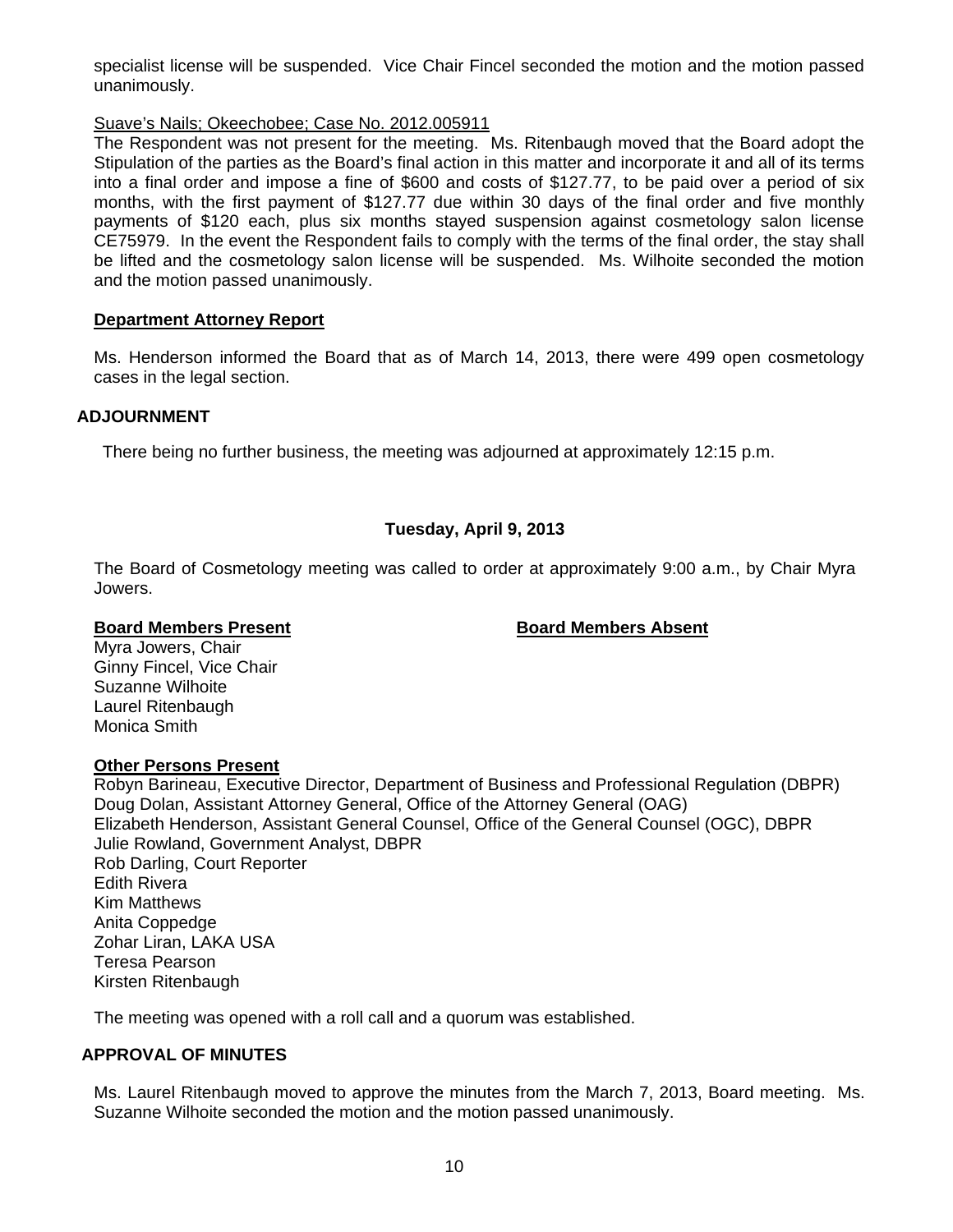specialist license will be suspended. Vice Chair Fincel seconded the motion and the motion passed unanimously.

Suave's Nails; Okeechobee; Case No. 2012.005911

The Respondent was not present for the meeting. Ms. Ritenbaugh moved that the Board adopt the Stipulation of the parties as the Board's final action in this matter and incorporate it and all of its terms into a final order and impose a fine of $600 and costs of $127.77, to be paid over a period of six months, with the first payment of $127.77 due within 30 days of the final order and five monthly payments of $120 each, plus six months stayed suspension against cosmetology salon license CE75979. In the event the Respondent fails to comply with the terms of the final order, the stay shall be lifted and the cosmetology salon license will be suspended. Ms. Wilhoite seconded the motion and the motion passed unanimously.

**Department Attorney Report**

Ms. Henderson informed the Board that as of March 14, 2013, there were 499 open cosmetology cases in the legal section.

## ADJOURNMENT

There being no further business, the meeting was adjourned at approximately 12:15 p.m.

## Tuesday, April 9, 2013

The Board of Cosmetology meeting was called to order at approximately 9:00 a.m., by Chair Myra Jowers.

**Board Members Present**

Myra Jowers, Chair
Ginny Fincel, Vice Chair
Suzanne Wilhoite
Laurel Ritenbaugh
Monica Smith

**Board Members Absent**

**Other Persons Present**

Robyn Barineau, Executive Director, Department of Business and Professional Regulation (DBPR)
Doug Dolan, Assistant Attorney General, Office of the Attorney General (OAG)
Elizabeth Henderson, Assistant General Counsel, Office of the General Counsel (OGC), DBPR
Julie Rowland, Government Analyst, DBPR
Rob Darling, Court Reporter
Edith Rivera
Kim Matthews
Anita Coppedge
Zohar Liran, LAKA USA
Teresa Pearson
Kirsten Ritenbaugh

The meeting was opened with a roll call and a quorum was established.

## APPROVAL OF MINUTES

Ms. Laurel Ritenbaugh moved to approve the minutes from the March 7, 2013, Board meeting. Ms. Suzanne Wilhoite seconded the motion and the motion passed unanimously.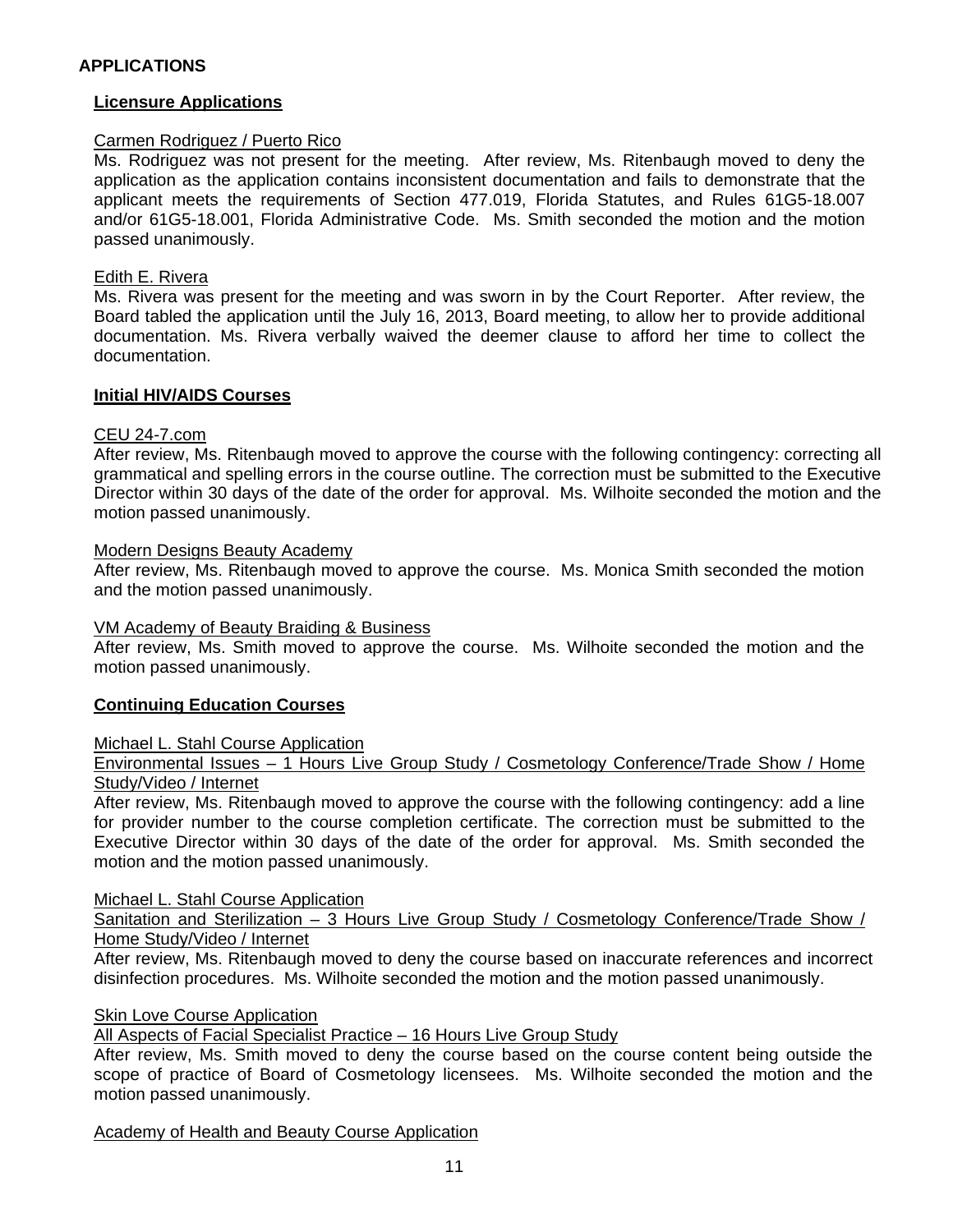## APPLICATIONS

### Licensure Applications

Carmen Rodriguez / Puerto Rico

Ms. Rodriguez was not present for the meeting. After review, Ms. Ritenbaugh moved to deny the application as the application contains inconsistent documentation and fails to demonstrate that the applicant meets the requirements of Section 477.019, Florida Statutes, and Rules 61G5-18.007 and/or 61G5-18.001, Florida Administrative Code. Ms. Smith seconded the motion and the motion passed unanimously.

Edith E. Rivera

Ms. Rivera was present for the meeting and was sworn in by the Court Reporter. After review, the Board tabled the application until the July 16, 2013, Board meeting, to allow her to provide additional documentation. Ms. Rivera verbally waived the deemer clause to afford her time to collect the documentation.

### Initial HIV/AIDS Courses

CEU 24-7.com

After review, Ms. Ritenbaugh moved to approve the course with the following contingency: correcting all grammatical and spelling errors in the course outline. The correction must be submitted to the Executive Director within 30 days of the date of the order for approval. Ms. Wilhoite seconded the motion and the motion passed unanimously.

Modern Designs Beauty Academy

After review, Ms. Ritenbaugh moved to approve the course. Ms. Monica Smith seconded the motion and the motion passed unanimously.

VM Academy of Beauty Braiding & Business

After review, Ms. Smith moved to approve the course. Ms. Wilhoite seconded the motion and the motion passed unanimously.

### Continuing Education Courses

Michael L. Stahl Course Application

Environmental Issues – 1 Hours Live Group Study / Cosmetology Conference/Trade Show / Home Study/Video / Internet

After review, Ms. Ritenbaugh moved to approve the course with the following contingency: add a line for provider number to the course completion certificate. The correction must be submitted to the Executive Director within 30 days of the date of the order for approval. Ms. Smith seconded the motion and the motion passed unanimously.

Michael L. Stahl Course Application

Sanitation and Sterilization – 3 Hours Live Group Study / Cosmetology Conference/Trade Show / Home Study/Video / Internet

After review, Ms. Ritenbaugh moved to deny the course based on inaccurate references and incorrect disinfection procedures. Ms. Wilhoite seconded the motion and the motion passed unanimously.

Skin Love Course Application

All Aspects of Facial Specialist Practice – 16 Hours Live Group Study

After review, Ms. Smith moved to deny the course based on the course content being outside the scope of practice of Board of Cosmetology licensees. Ms. Wilhoite seconded the motion and the motion passed unanimously.

Academy of Health and Beauty Course Application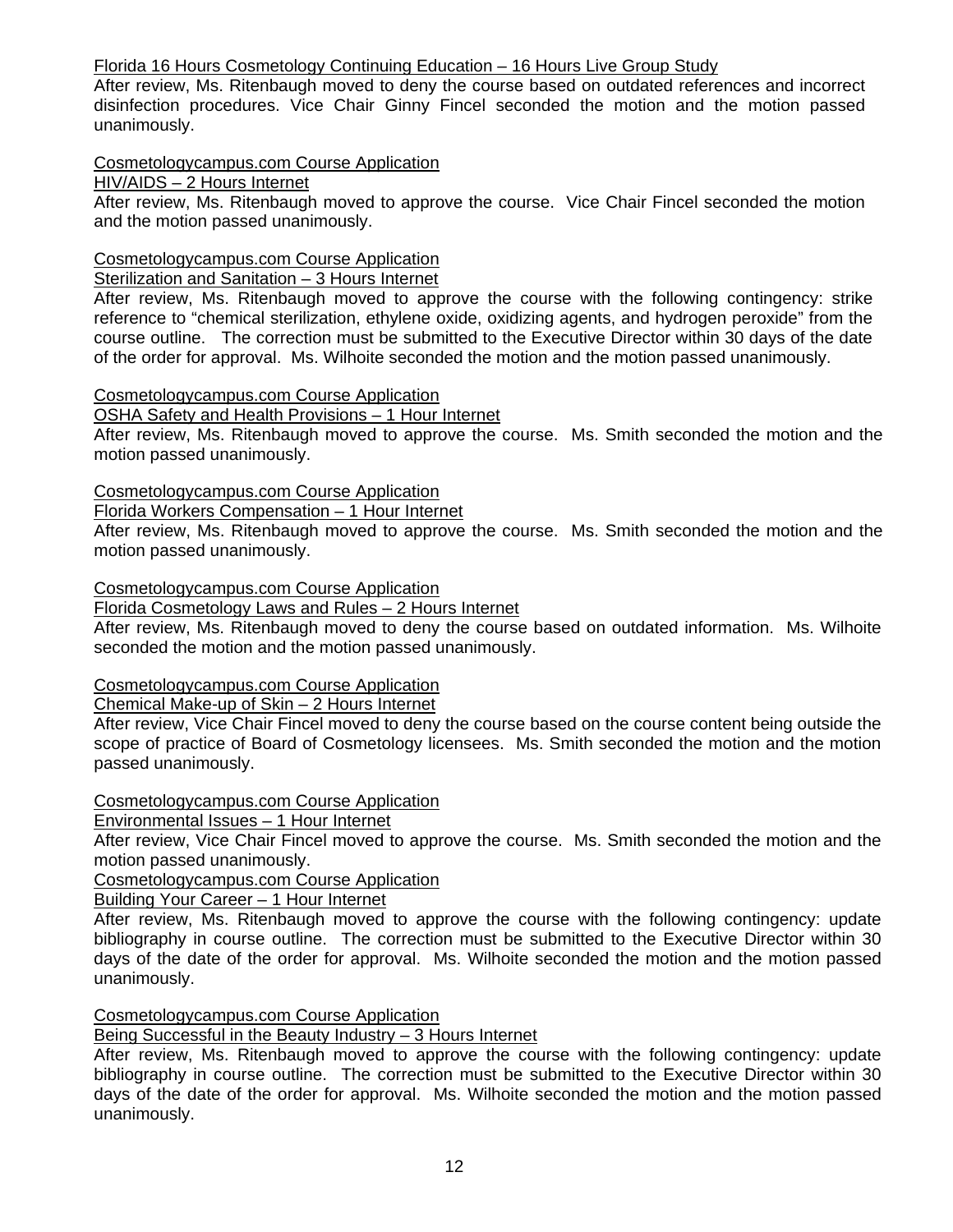Florida 16 Hours Cosmetology Continuing Education – 16 Hours Live Group Study
After review, Ms. Ritenbaugh moved to deny the course based on outdated references and incorrect disinfection procedures. Vice Chair Ginny Fincel seconded the motion and the motion passed unanimously.

Cosmetologycampus.com Course Application
HIV/AIDS – 2 Hours Internet
After review, Ms. Ritenbaugh moved to approve the course. Vice Chair Fincel seconded the motion and the motion passed unanimously.

Cosmetologycampus.com Course Application
Sterilization and Sanitation – 3 Hours Internet
After review, Ms. Ritenbaugh moved to approve the course with the following contingency: strike reference to "chemical sterilization, ethylene oxide, oxidizing agents, and hydrogen peroxide" from the course outline. The correction must be submitted to the Executive Director within 30 days of the date of the order for approval. Ms. Wilhoite seconded the motion and the motion passed unanimously.

Cosmetologycampus.com Course Application
OSHA Safety and Health Provisions – 1 Hour Internet
After review, Ms. Ritenbaugh moved to approve the course. Ms. Smith seconded the motion and the motion passed unanimously.

Cosmetologycampus.com Course Application
Florida Workers Compensation – 1 Hour Internet
After review, Ms. Ritenbaugh moved to approve the course. Ms. Smith seconded the motion and the motion passed unanimously.

Cosmetologycampus.com Course Application
Florida Cosmetology Laws and Rules – 2 Hours Internet
After review, Ms. Ritenbaugh moved to deny the course based on outdated information. Ms. Wilhoite seconded the motion and the motion passed unanimously.

Cosmetologycampus.com Course Application
Chemical Make-up of Skin – 2 Hours Internet
After review, Vice Chair Fincel moved to deny the course based on the course content being outside the scope of practice of Board of Cosmetology licensees. Ms. Smith seconded the motion and the motion passed unanimously.

Cosmetologycampus.com Course Application
Environmental Issues – 1 Hour Internet
After review, Vice Chair Fincel moved to approve the course. Ms. Smith seconded the motion and the motion passed unanimously.

Cosmetologycampus.com Course Application
Building Your Career – 1 Hour Internet
After review, Ms. Ritenbaugh moved to approve the course with the following contingency: update bibliography in course outline. The correction must be submitted to the Executive Director within 30 days of the date of the order for approval. Ms. Wilhoite seconded the motion and the motion passed unanimously.

Cosmetologycampus.com Course Application
Being Successful in the Beauty Industry – 3 Hours Internet
After review, Ms. Ritenbaugh moved to approve the course with the following contingency: update bibliography in course outline. The correction must be submitted to the Executive Director within 30 days of the date of the order for approval. Ms. Wilhoite seconded the motion and the motion passed unanimously.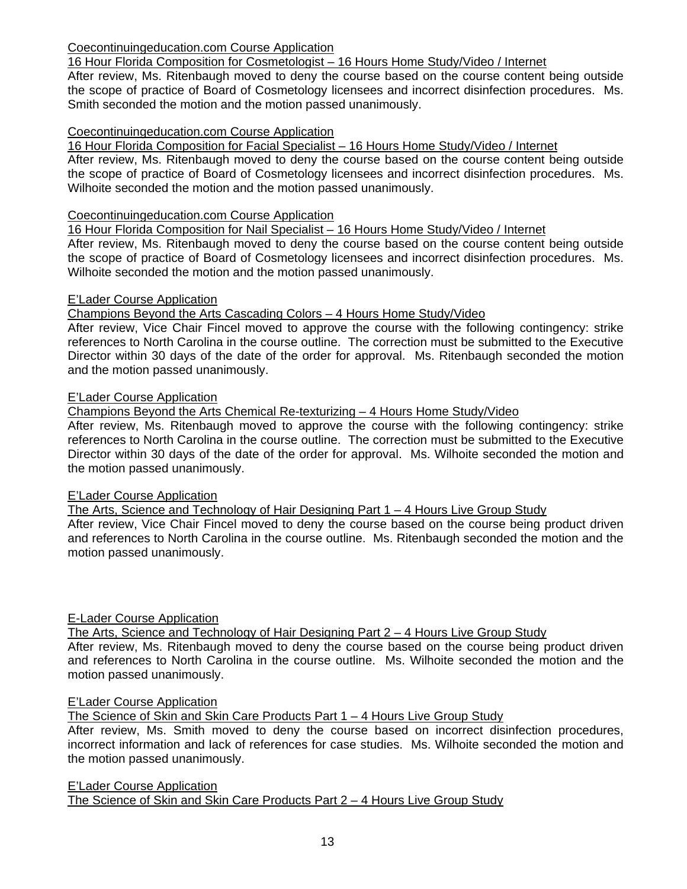Coecontinuingeducation.com Course Application

16 Hour Florida Composition for Cosmetologist – 16 Hours Home Study/Video / Internet

After review, Ms. Ritenbaugh moved to deny the course based on the course content being outside the scope of practice of Board of Cosmetology licensees and incorrect disinfection procedures. Ms. Smith seconded the motion and the motion passed unanimously.

Coecontinuingeducation.com Course Application

16 Hour Florida Composition for Facial Specialist – 16 Hours Home Study/Video / Internet

After review, Ms. Ritenbaugh moved to deny the course based on the course content being outside the scope of practice of Board of Cosmetology licensees and incorrect disinfection procedures. Ms. Wilhoite seconded the motion and the motion passed unanimously.

Coecontinuingeducation.com Course Application

16 Hour Florida Composition for Nail Specialist – 16 Hours Home Study/Video / Internet

After review, Ms. Ritenbaugh moved to deny the course based on the course content being outside the scope of practice of Board of Cosmetology licensees and incorrect disinfection procedures. Ms. Wilhoite seconded the motion and the motion passed unanimously.

E'Lader Course Application

Champions Beyond the Arts Cascading Colors – 4 Hours Home Study/Video

After review, Vice Chair Fincel moved to approve the course with the following contingency: strike references to North Carolina in the course outline. The correction must be submitted to the Executive Director within 30 days of the date of the order for approval. Ms. Ritenbaugh seconded the motion and the motion passed unanimously.

E'Lader Course Application

Champions Beyond the Arts Chemical Re-texturizing – 4 Hours Home Study/Video

After review, Ms. Ritenbaugh moved to approve the course with the following contingency: strike references to North Carolina in the course outline. The correction must be submitted to the Executive Director within 30 days of the date of the order for approval. Ms. Wilhoite seconded the motion and the motion passed unanimously.

E'Lader Course Application

The Arts, Science and Technology of Hair Designing Part 1 – 4 Hours Live Group Study

After review, Vice Chair Fincel moved to deny the course based on the course being product driven and references to North Carolina in the course outline. Ms. Ritenbaugh seconded the motion and the motion passed unanimously.

E-Lader Course Application

The Arts, Science and Technology of Hair Designing Part 2 – 4 Hours Live Group Study

After review, Ms. Ritenbaugh moved to deny the course based on the course being product driven and references to North Carolina in the course outline. Ms. Wilhoite seconded the motion and the motion passed unanimously.

E'Lader Course Application

The Science of Skin and Skin Care Products Part 1 – 4 Hours Live Group Study

After review, Ms. Smith moved to deny the course based on incorrect disinfection procedures, incorrect information and lack of references for case studies. Ms. Wilhoite seconded the motion and the motion passed unanimously.

E'Lader Course Application

The Science of Skin and Skin Care Products Part 2 – 4 Hours Live Group Study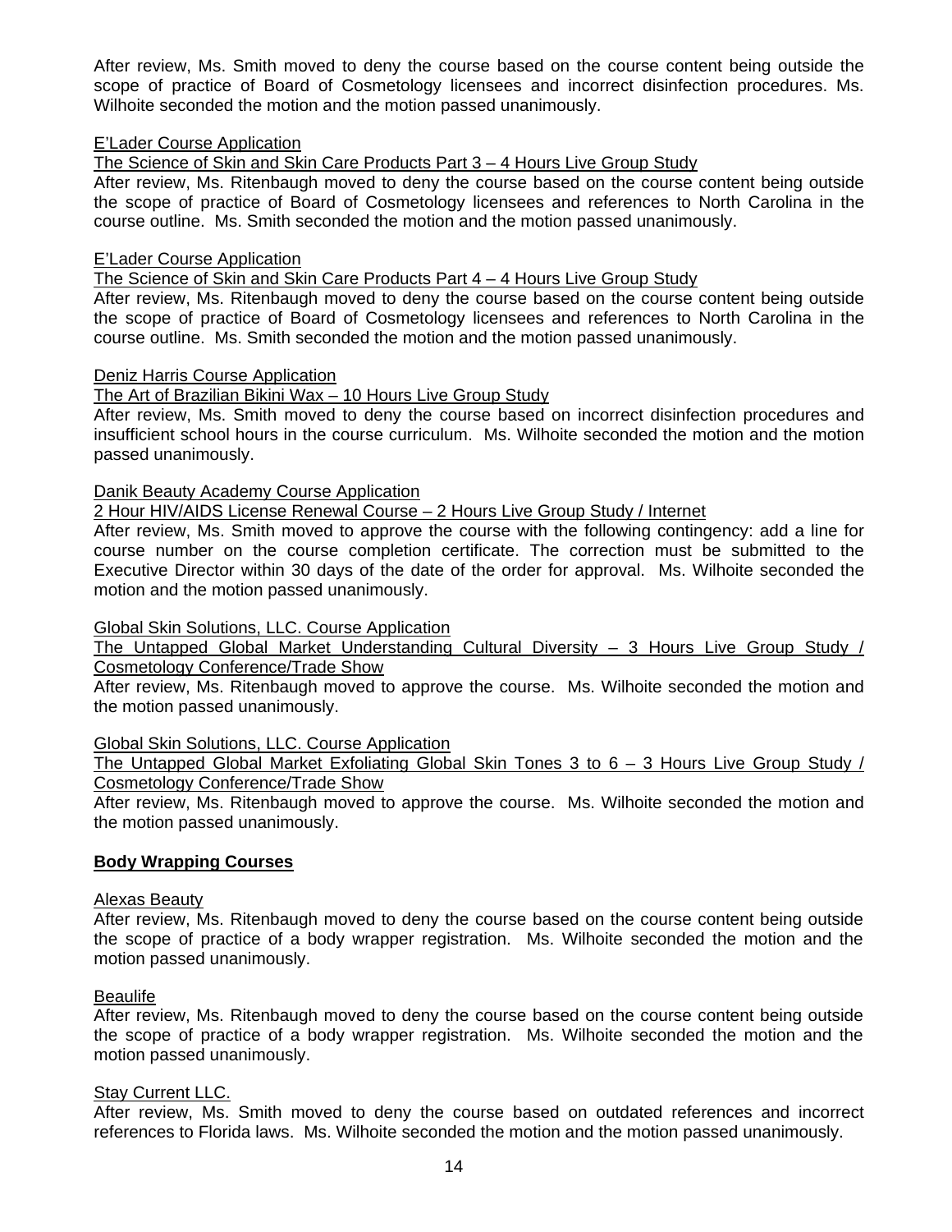After review, Ms. Smith moved to deny the course based on the course content being outside the scope of practice of Board of Cosmetology licensees and incorrect disinfection procedures. Ms. Wilhoite seconded the motion and the motion passed unanimously.

E'Lader Course Application

The Science of Skin and Skin Care Products Part 3 – 4 Hours Live Group Study

After review, Ms. Ritenbaugh moved to deny the course based on the course content being outside the scope of practice of Board of Cosmetology licensees and references to North Carolina in the course outline. Ms. Smith seconded the motion and the motion passed unanimously.

E'Lader Course Application

The Science of Skin and Skin Care Products Part 4 – 4 Hours Live Group Study

After review, Ms. Ritenbaugh moved to deny the course based on the course content being outside the scope of practice of Board of Cosmetology licensees and references to North Carolina in the course outline. Ms. Smith seconded the motion and the motion passed unanimously.

Deniz Harris Course Application

The Art of Brazilian Bikini Wax – 10 Hours Live Group Study

After review, Ms. Smith moved to deny the course based on incorrect disinfection procedures and insufficient school hours in the course curriculum. Ms. Wilhoite seconded the motion and the motion passed unanimously.

Danik Beauty Academy Course Application

2 Hour HIV/AIDS License Renewal Course – 2 Hours Live Group Study / Internet

After review, Ms. Smith moved to approve the course with the following contingency: add a line for course number on the course completion certificate. The correction must be submitted to the Executive Director within 30 days of the date of the order for approval. Ms. Wilhoite seconded the motion and the motion passed unanimously.

Global Skin Solutions, LLC. Course Application

The Untapped Global Market Understanding Cultural Diversity – 3 Hours Live Group Study / Cosmetology Conference/Trade Show

After review, Ms. Ritenbaugh moved to approve the course. Ms. Wilhoite seconded the motion and the motion passed unanimously.

Global Skin Solutions, LLC. Course Application

The Untapped Global Market Exfoliating Global Skin Tones 3 to 6 – 3 Hours Live Group Study / Cosmetology Conference/Trade Show

After review, Ms. Ritenbaugh moved to approve the course. Ms. Wilhoite seconded the motion and the motion passed unanimously.

**Body Wrapping Courses**

Alexas Beauty

After review, Ms. Ritenbaugh moved to deny the course based on the course content being outside the scope of practice of a body wrapper registration. Ms. Wilhoite seconded the motion and the motion passed unanimously.

Beaulife

After review, Ms. Ritenbaugh moved to deny the course based on the course content being outside the scope of practice of a body wrapper registration. Ms. Wilhoite seconded the motion and the motion passed unanimously.

Stay Current LLC.

After review, Ms. Smith moved to deny the course based on outdated references and incorrect references to Florida laws. Ms. Wilhoite seconded the motion and the motion passed unanimously.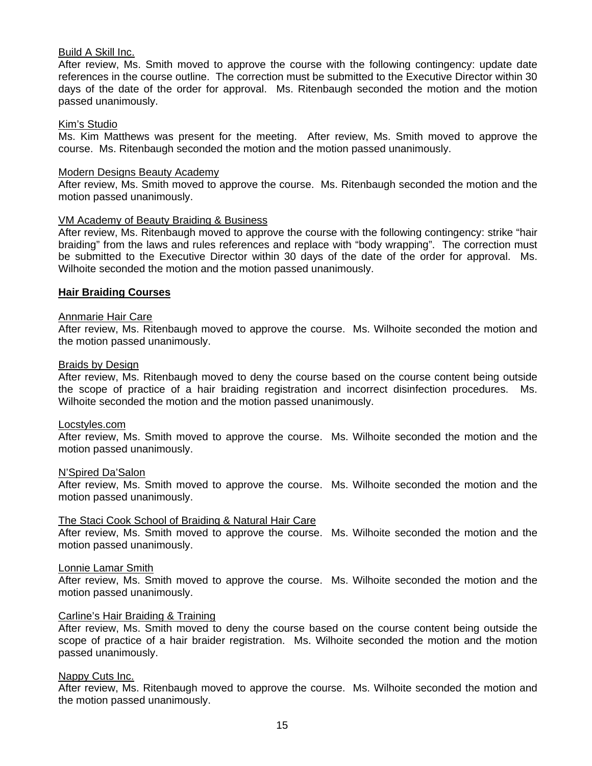Build A Skill Inc.

After review, Ms. Smith moved to approve the course with the following contingency: update date references in the course outline. The correction must be submitted to the Executive Director within 30 days of the date of the order for approval. Ms. Ritenbaugh seconded the motion and the motion passed unanimously.

Kim's Studio

Ms. Kim Matthews was present for the meeting. After review, Ms. Smith moved to approve the course. Ms. Ritenbaugh seconded the motion and the motion passed unanimously.

Modern Designs Beauty Academy

After review, Ms. Smith moved to approve the course. Ms. Ritenbaugh seconded the motion and the motion passed unanimously.

VM Academy of Beauty Braiding & Business

After review, Ms. Ritenbaugh moved to approve the course with the following contingency: strike "hair braiding" from the laws and rules references and replace with "body wrapping". The correction must be submitted to the Executive Director within 30 days of the date of the order for approval. Ms. Wilhoite seconded the motion and the motion passed unanimously.

**Hair Braiding Courses**

Annmarie Hair Care

After review, Ms. Ritenbaugh moved to approve the course. Ms. Wilhoite seconded the motion and the motion passed unanimously.

Braids by Design

After review, Ms. Ritenbaugh moved to deny the course based on the course content being outside the scope of practice of a hair braiding registration and incorrect disinfection procedures. Ms. Wilhoite seconded the motion and the motion passed unanimously.

Locstyles.com

After review, Ms. Smith moved to approve the course. Ms. Wilhoite seconded the motion and the motion passed unanimously.

N'Spired Da'Salon

After review, Ms. Smith moved to approve the course. Ms. Wilhoite seconded the motion and the motion passed unanimously.

The Staci Cook School of Braiding & Natural Hair Care

After review, Ms. Smith moved to approve the course. Ms. Wilhoite seconded the motion and the motion passed unanimously.

Lonnie Lamar Smith

After review, Ms. Smith moved to approve the course. Ms. Wilhoite seconded the motion and the motion passed unanimously.

Carline's Hair Braiding & Training

After review, Ms. Smith moved to deny the course based on the course content being outside the scope of practice of a hair braider registration. Ms. Wilhoite seconded the motion and the motion passed unanimously.

Nappy Cuts Inc.

After review, Ms. Ritenbaugh moved to approve the course. Ms. Wilhoite seconded the motion and the motion passed unanimously.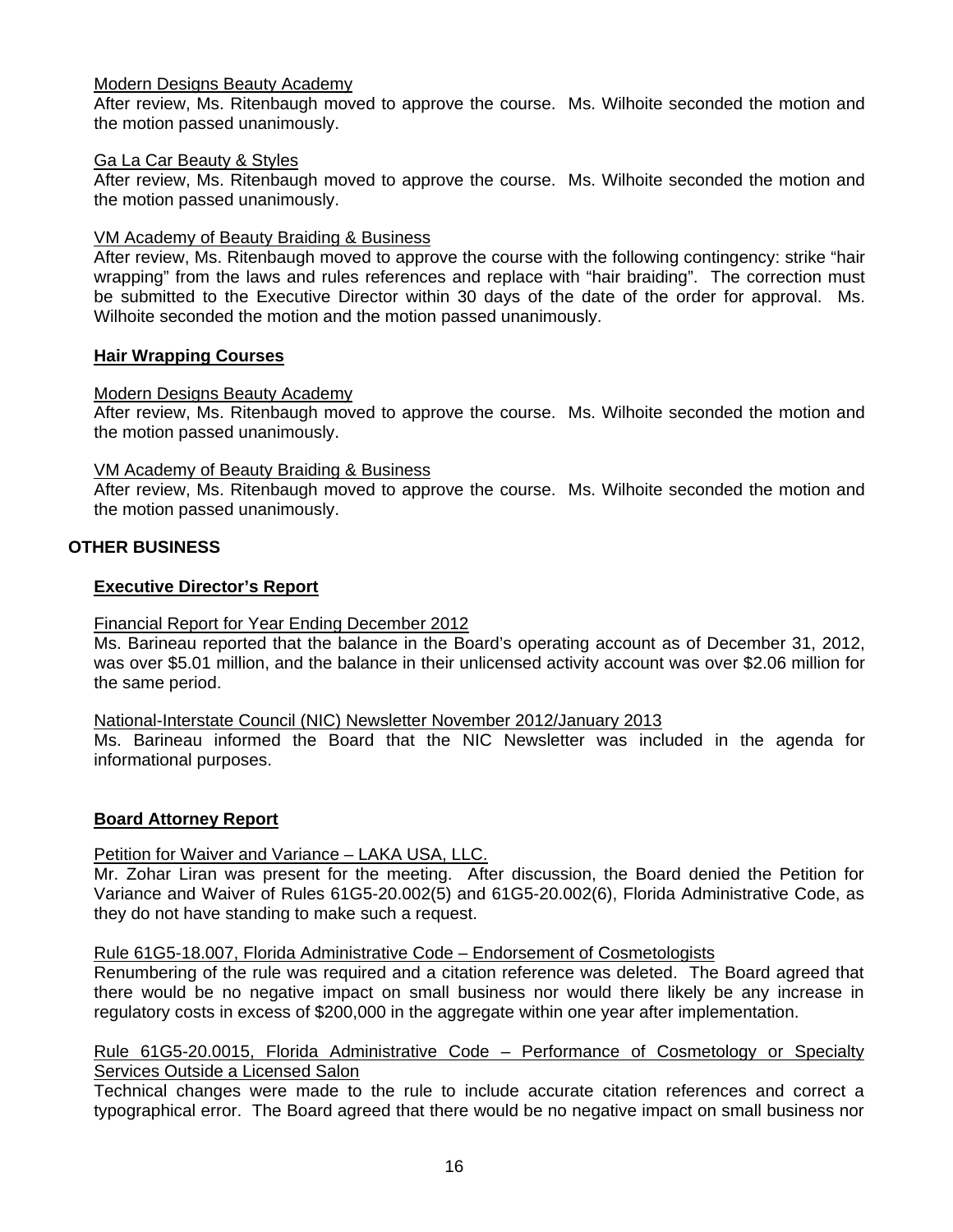Modern Designs Beauty Academy

After review, Ms. Ritenbaugh moved to approve the course. Ms. Wilhoite seconded the motion and the motion passed unanimously.

Ga La Car Beauty & Styles

After review, Ms. Ritenbaugh moved to approve the course. Ms. Wilhoite seconded the motion and the motion passed unanimously.

VM Academy of Beauty Braiding & Business

After review, Ms. Ritenbaugh moved to approve the course with the following contingency: strike "hair wrapping" from the laws and rules references and replace with "hair braiding". The correction must be submitted to the Executive Director within 30 days of the date of the order for approval. Ms. Wilhoite seconded the motion and the motion passed unanimously.

**Hair Wrapping Courses**

Modern Designs Beauty Academy

After review, Ms. Ritenbaugh moved to approve the course. Ms. Wilhoite seconded the motion and the motion passed unanimously.

VM Academy of Beauty Braiding & Business

After review, Ms. Ritenbaugh moved to approve the course. Ms. Wilhoite seconded the motion and the motion passed unanimously.

## OTHER BUSINESS

**Executive Director's Report**

Financial Report for Year Ending December 2012

Ms. Barineau reported that the balance in the Board's operating account as of December 31, 2012, was over $5.01 million, and the balance in their unlicensed activity account was over $2.06 million for the same period.

National-Interstate Council (NIC) Newsletter November 2012/January 2013

Ms. Barineau informed the Board that the NIC Newsletter was included in the agenda for informational purposes.

**Board Attorney Report**

Petition for Waiver and Variance – LAKA USA, LLC.

Mr. Zohar Liran was present for the meeting. After discussion, the Board denied the Petition for Variance and Waiver of Rules 61G5-20.002(5) and 61G5-20.002(6), Florida Administrative Code, as they do not have standing to make such a request.

Rule 61G5-18.007, Florida Administrative Code – Endorsement of Cosmetologists

Renumbering of the rule was required and a citation reference was deleted. The Board agreed that there would be no negative impact on small business nor would there likely be any increase in regulatory costs in excess of $200,000 in the aggregate within one year after implementation.

Rule 61G5-20.0015, Florida Administrative Code – Performance of Cosmetology or Specialty Services Outside a Licensed Salon

Technical changes were made to the rule to include accurate citation references and correct a typographical error. The Board agreed that there would be no negative impact on small business nor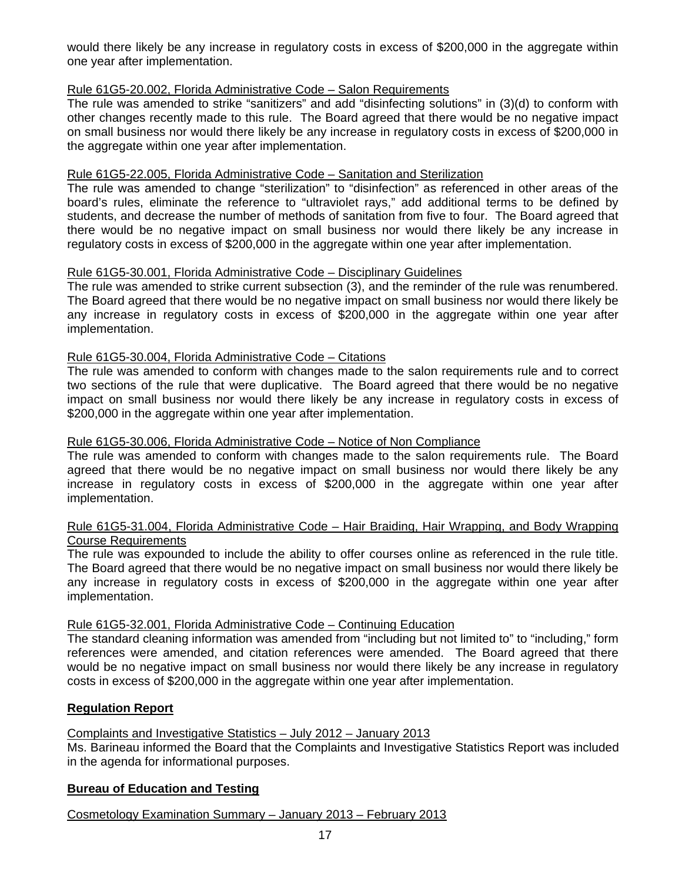would there likely be any increase in regulatory costs in excess of $200,000 in the aggregate within one year after implementation.

<u>Rule 61G5-20.002, Florida Administrative Code – Salon Requirements</u>
The rule was amended to strike "sanitizers" and add "disinfecting solutions" in (3)(d) to conform with other changes recently made to this rule. The Board agreed that there would be no negative impact on small business nor would there likely be any increase in regulatory costs in excess of $200,000 in the aggregate within one year after implementation.

<u>Rule 61G5-22.005, Florida Administrative Code – Sanitation and Sterilization</u>
The rule was amended to change "sterilization" to "disinfection" as referenced in other areas of the board's rules, eliminate the reference to "ultraviolet rays," add additional terms to be defined by students, and decrease the number of methods of sanitation from five to four. The Board agreed that there would be no negative impact on small business nor would there likely be any increase in regulatory costs in excess of $200,000 in the aggregate within one year after implementation.

<u>Rule 61G5-30.001, Florida Administrative Code – Disciplinary Guidelines</u>
The rule was amended to strike current subsection (3), and the reminder of the rule was renumbered. The Board agreed that there would be no negative impact on small business nor would there likely be any increase in regulatory costs in excess of $200,000 in the aggregate within one year after implementation.

<u>Rule 61G5-30.004, Florida Administrative Code – Citations</u>
The rule was amended to conform with changes made to the salon requirements rule and to correct two sections of the rule that were duplicative. The Board agreed that there would be no negative impact on small business nor would there likely be any increase in regulatory costs in excess of $200,000 in the aggregate within one year after implementation.

<u>Rule 61G5-30.006, Florida Administrative Code – Notice of Non Compliance</u>
The rule was amended to conform with changes made to the salon requirements rule. The Board agreed that there would be no negative impact on small business nor would there likely be any increase in regulatory costs in excess of $200,000 in the aggregate within one year after implementation.

<u>Rule 61G5-31.004, Florida Administrative Code – Hair Braiding, Hair Wrapping, and Body Wrapping Course Requirements</u>
The rule was expounded to include the ability to offer courses online as referenced in the rule title. The Board agreed that there would be no negative impact on small business nor would there likely be any increase in regulatory costs in excess of $200,000 in the aggregate within one year after implementation.

<u>Rule 61G5-32.001, Florida Administrative Code – Continuing Education</u>
The standard cleaning information was amended from "including but not limited to" to "including," form references were amended, and citation references were amended. The Board agreed that there would be no negative impact on small business nor would there likely be any increase in regulatory costs in excess of $200,000 in the aggregate within one year after implementation.

**<u>Regulation Report</u>**

<u>Complaints and Investigative Statistics – July 2012 – January 2013</u>
Ms. Barineau informed the Board that the Complaints and Investigative Statistics Report was included in the agenda for informational purposes.

**<u>Bureau of Education and Testing</u>**

<u>Cosmetology Examination Summary – January 2013 – February 2013</u>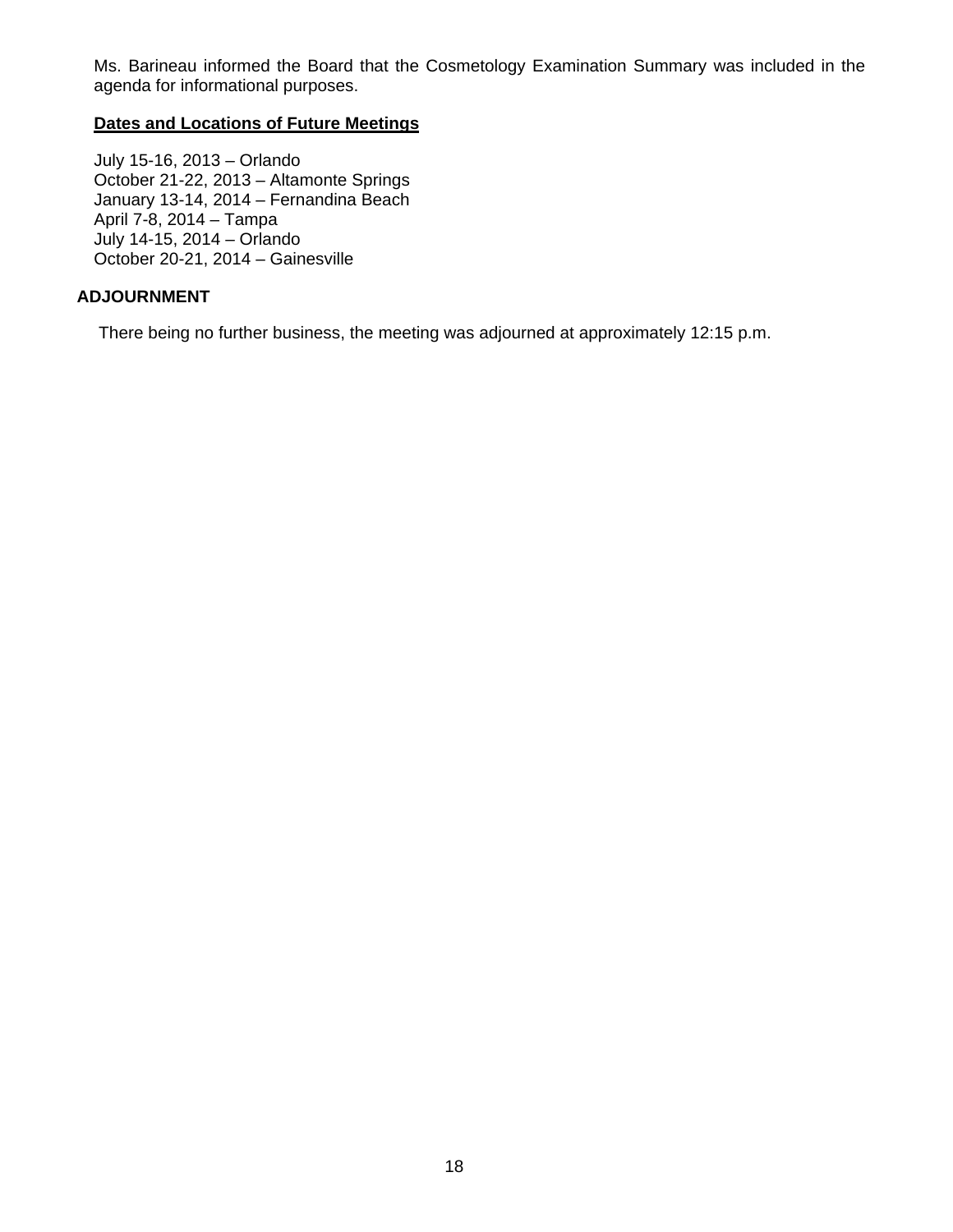Ms. Barineau informed the Board that the Cosmetology Examination Summary was included in the agenda for informational purposes.

**Dates and Locations of Future Meetings**

July 15-16, 2013 – Orlando
October 21-22, 2013 – Altamonte Springs
January 13-14, 2014 – Fernandina Beach
April 7-8, 2014 – Tampa
July 14-15, 2014 – Orlando
October 20-21, 2014 – Gainesville

## ADJOURNMENT

There being no further business, the meeting was adjourned at approximately 12:15 p.m.